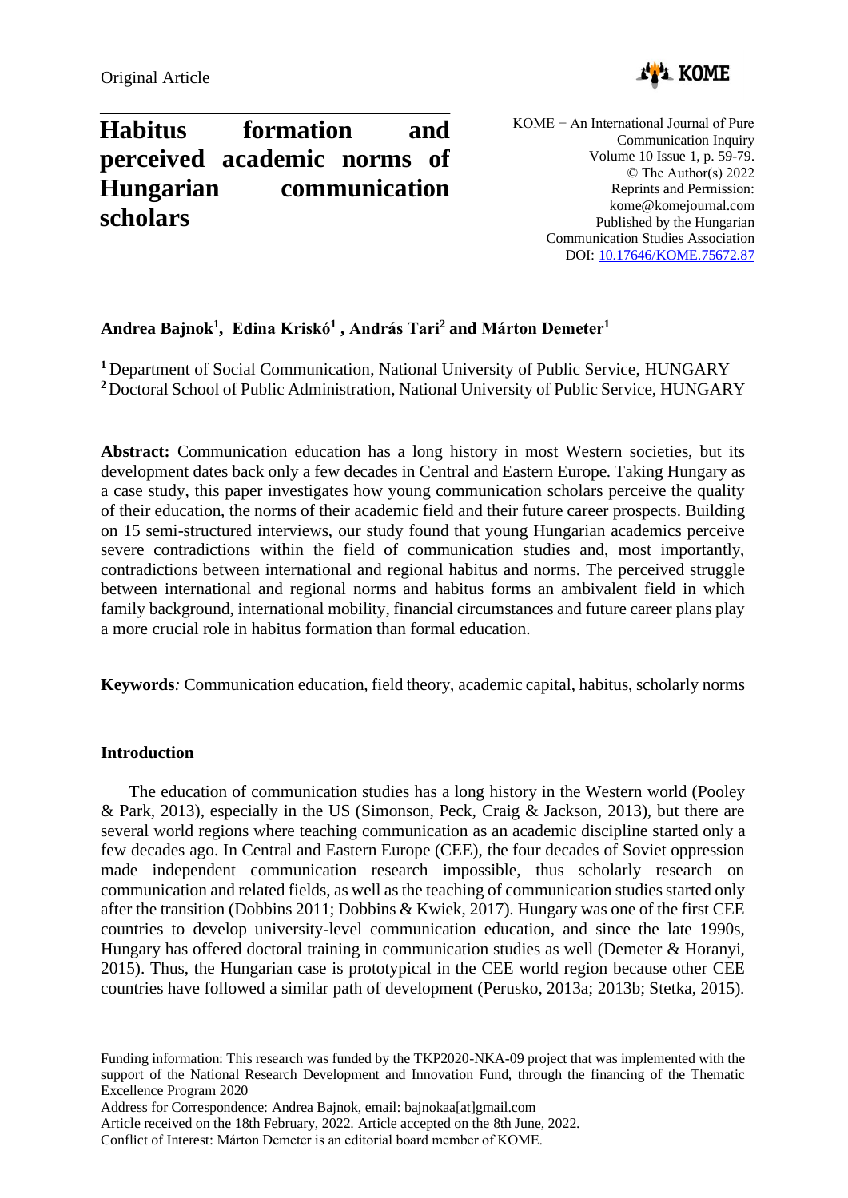Original Article

# Habitus formation and perceived academic norms of Hungarian communication scholars

KOME − An International Journal of Pure Communication Inquiry
Volume 10 Issue 1, p. 59-79.
© The Author(s) 2022
Reprints and Permission: kome@komejournal.com
Published by the Hungarian Communication Studies Association
DOI: 10.17646/KOME.75672.87

**Andrea Bajnok[1], Edina Kriskó[1], András Tari[2] and Márton Demeter[1]**

[1] Department of Social Communication, National University of Public Service, HUNGARY
[2] Doctoral School of Public Administration, National University of Public Service, HUNGARY

**Abstract:** Communication education has a long history in most Western societies, but its development dates back only a few decades in Central and Eastern Europe. Taking Hungary as a case study, this paper investigates how young communication scholars perceive the quality of their education, the norms of their academic field and their future career prospects. Building on 15 semi-structured interviews, our study found that young Hungarian academics perceive severe contradictions within the field of communication studies and, most importantly, contradictions between international and regional habitus and norms. The perceived struggle between international and regional norms and habitus forms an ambivalent field in which family background, international mobility, financial circumstances and future career plans play a more crucial role in habitus formation than formal education.

**Keywords**: Communication education, field theory, academic capital, habitus, scholarly norms

## Introduction

The education of communication studies has a long history in the Western world (Pooley & Park, 2013), especially in the US (Simonson, Peck, Craig & Jackson, 2013), but there are several world regions where teaching communication as an academic discipline started only a few decades ago. In Central and Eastern Europe (CEE), the four decades of Soviet oppression made independent communication research impossible, thus scholarly research on communication and related fields, as well as the teaching of communication studies started only after the transition (Dobbins 2011; Dobbins & Kwiek, 2017). Hungary was one of the first CEE countries to develop university-level communication education, and since the late 1990s, Hungary has offered doctoral training in communication studies as well (Demeter & Horanyi, 2015). Thus, the Hungarian case is prototypical in the CEE world region because other CEE countries have followed a similar path of development (Perusko, 2013a; 2013b; Stetka, 2015).

Funding information: This research was funded by the TKP2020-NKA-09 project that was implemented with the support of the National Research Development and Innovation Fund, through the financing of the Thematic Excellence Program 2020

Address for Correspondence: Andrea Bajnok, email: bajnokaa[at]gmail.com

Article received on the 18th February, 2022. Article accepted on the 8th June, 2022.

Conflict of Interest: Márton Demeter is an editorial board member of KOME.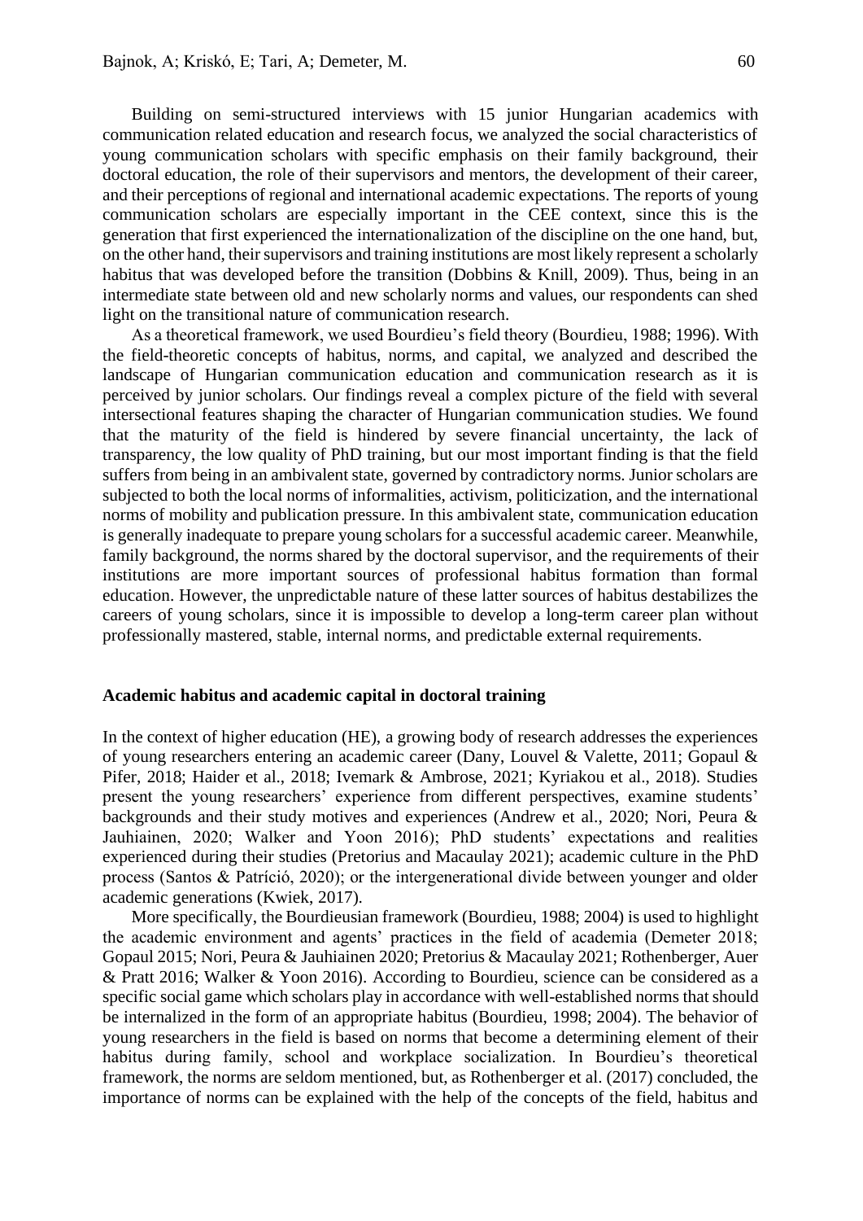Building on semi-structured interviews with 15 junior Hungarian academics with communication related education and research focus, we analyzed the social characteristics of young communication scholars with specific emphasis on their family background, their doctoral education, the role of their supervisors and mentors, the development of their career, and their perceptions of regional and international academic expectations. The reports of young communication scholars are especially important in the CEE context, since this is the generation that first experienced the internationalization of the discipline on the one hand, but, on the other hand, their supervisors and training institutions are most likely represent a scholarly habitus that was developed before the transition (Dobbins & Knill, 2009). Thus, being in an intermediate state between old and new scholarly norms and values, our respondents can shed light on the transitional nature of communication research.

As a theoretical framework, we used Bourdieu's field theory (Bourdieu, 1988; 1996). With the field-theoretic concepts of habitus, norms, and capital, we analyzed and described the landscape of Hungarian communication education and communication research as it is perceived by junior scholars. Our findings reveal a complex picture of the field with several intersectional features shaping the character of Hungarian communication studies. We found that the maturity of the field is hindered by severe financial uncertainty, the lack of transparency, the low quality of PhD training, but our most important finding is that the field suffers from being in an ambivalent state, governed by contradictory norms. Junior scholars are subjected to both the local norms of informalities, activism, politicization, and the international norms of mobility and publication pressure. In this ambivalent state, communication education is generally inadequate to prepare young scholars for a successful academic career. Meanwhile, family background, the norms shared by the doctoral supervisor, and the requirements of their institutions are more important sources of professional habitus formation than formal education. However, the unpredictable nature of these latter sources of habitus destabilizes the careers of young scholars, since it is impossible to develop a long-term career plan without professionally mastered, stable, internal norms, and predictable external requirements.

## Academic habitus and academic capital in doctoral training

In the context of higher education (HE), a growing body of research addresses the experiences of young researchers entering an academic career (Dany, Louvel & Valette, 2011; Gopaul & Pifer, 2018; Haider et al., 2018; Ivemark & Ambrose, 2021; Kyriakou et al., 2018). Studies present the young researchers' experience from different perspectives, examine students' backgrounds and their study motives and experiences (Andrew et al., 2020; Nori, Peura & Jauhiainen, 2020; Walker and Yoon 2016); PhD students' expectations and realities experienced during their studies (Pretorius and Macaulay 2021); academic culture in the PhD process (Santos & Patríció, 2020); or the intergenerational divide between younger and older academic generations (Kwiek, 2017).

More specifically, the Bourdieusian framework (Bourdieu, 1988; 2004) is used to highlight the academic environment and agents' practices in the field of academia (Demeter 2018; Gopaul 2015; Nori, Peura & Jauhiainen 2020; Pretorius & Macaulay 2021; Rothenberger, Auer & Pratt 2016; Walker & Yoon 2016). According to Bourdieu, science can be considered as a specific social game which scholars play in accordance with well-established norms that should be internalized in the form of an appropriate habitus (Bourdieu, 1998; 2004). The behavior of young researchers in the field is based on norms that become a determining element of their habitus during family, school and workplace socialization. In Bourdieu's theoretical framework, the norms are seldom mentioned, but, as Rothenberger et al. (2017) concluded, the importance of norms can be explained with the help of the concepts of the field, habitus and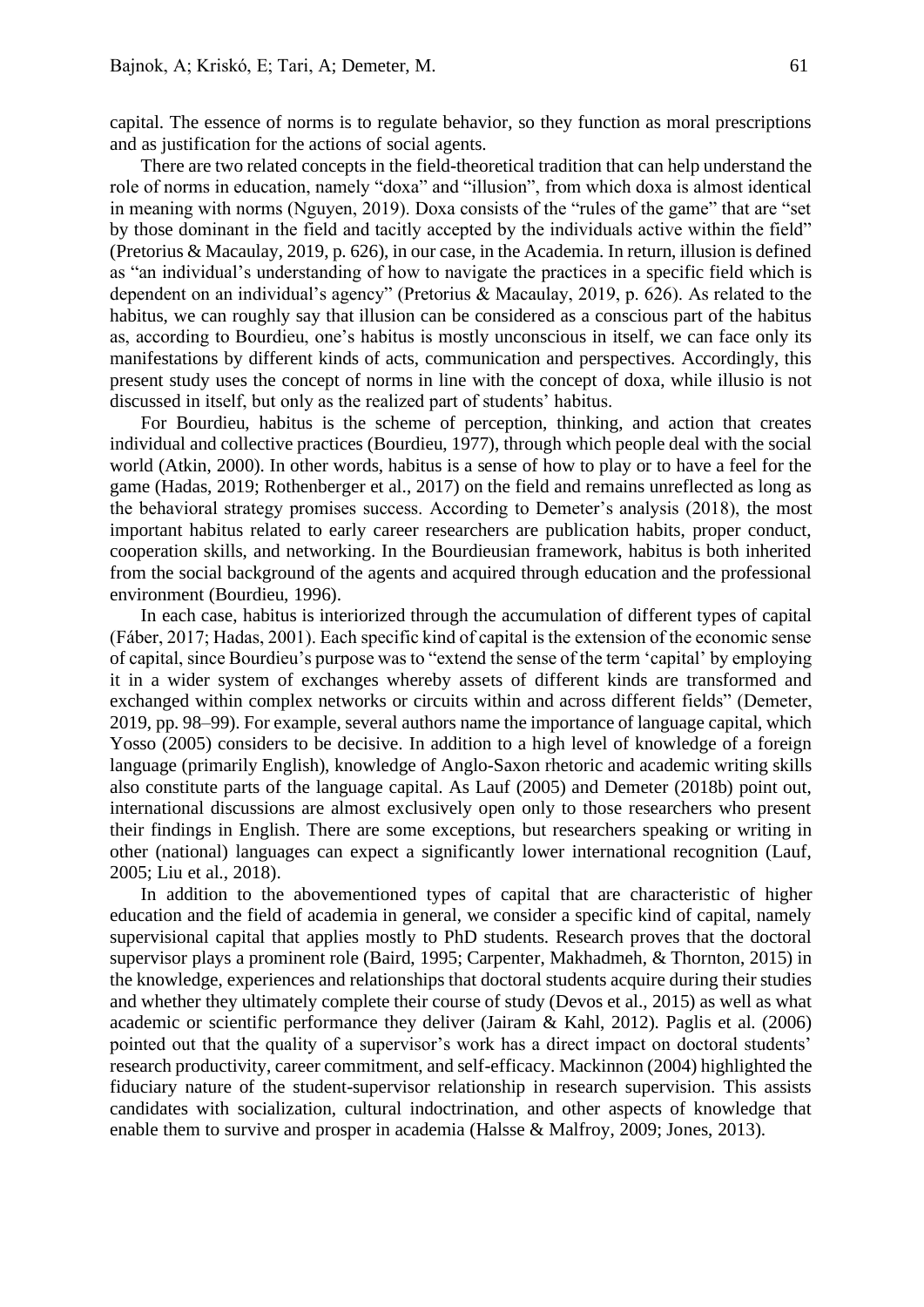capital. The essence of norms is to regulate behavior, so they function as moral prescriptions and as justification for the actions of social agents.

There are two related concepts in the field-theoretical tradition that can help understand the role of norms in education, namely "doxa" and "illusion", from which doxa is almost identical in meaning with norms (Nguyen, 2019). Doxa consists of the "rules of the game" that are "set by those dominant in the field and tacitly accepted by the individuals active within the field" (Pretorius & Macaulay, 2019, p. 626), in our case, in the Academia. In return, illusion is defined as "an individual's understanding of how to navigate the practices in a specific field which is dependent on an individual's agency" (Pretorius & Macaulay, 2019, p. 626). As related to the habitus, we can roughly say that illusion can be considered as a conscious part of the habitus as, according to Bourdieu, one's habitus is mostly unconscious in itself, we can face only its manifestations by different kinds of acts, communication and perspectives. Accordingly, this present study uses the concept of norms in line with the concept of doxa, while illusio is not discussed in itself, but only as the realized part of students' habitus.

For Bourdieu, habitus is the scheme of perception, thinking, and action that creates individual and collective practices (Bourdieu, 1977), through which people deal with the social world (Atkin, 2000). In other words, habitus is a sense of how to play or to have a feel for the game (Hadas, 2019; Rothenberger et al., 2017) on the field and remains unreflected as long as the behavioral strategy promises success. According to Demeter's analysis (2018), the most important habitus related to early career researchers are publication habits, proper conduct, cooperation skills, and networking. In the Bourdieusian framework, habitus is both inherited from the social background of the agents and acquired through education and the professional environment (Bourdieu, 1996).

In each case, habitus is interiorized through the accumulation of different types of capital (Fáber, 2017; Hadas, 2001). Each specific kind of capital is the extension of the economic sense of capital, since Bourdieu's purpose was to "extend the sense of the term 'capital' by employing it in a wider system of exchanges whereby assets of different kinds are transformed and exchanged within complex networks or circuits within and across different fields" (Demeter, 2019, pp. 98–99). For example, several authors name the importance of language capital, which Yosso (2005) considers to be decisive. In addition to a high level of knowledge of a foreign language (primarily English), knowledge of Anglo-Saxon rhetoric and academic writing skills also constitute parts of the language capital. As Lauf (2005) and Demeter (2018b) point out, international discussions are almost exclusively open only to those researchers who present their findings in English. There are some exceptions, but researchers speaking or writing in other (national) languages can expect a significantly lower international recognition (Lauf, 2005; Liu et al., 2018).

In addition to the abovementioned types of capital that are characteristic of higher education and the field of academia in general, we consider a specific kind of capital, namely supervisional capital that applies mostly to PhD students. Research proves that the doctoral supervisor plays a prominent role (Baird, 1995; Carpenter, Makhadmeh, & Thornton, 2015) in the knowledge, experiences and relationships that doctoral students acquire during their studies and whether they ultimately complete their course of study (Devos et al., 2015) as well as what academic or scientific performance they deliver (Jairam & Kahl, 2012). Paglis et al. (2006) pointed out that the quality of a supervisor's work has a direct impact on doctoral students' research productivity, career commitment, and self-efficacy. Mackinnon (2004) highlighted the fiduciary nature of the student-supervisor relationship in research supervision. This assists candidates with socialization, cultural indoctrination, and other aspects of knowledge that enable them to survive and prosper in academia (Halsse & Malfroy, 2009; Jones, 2013).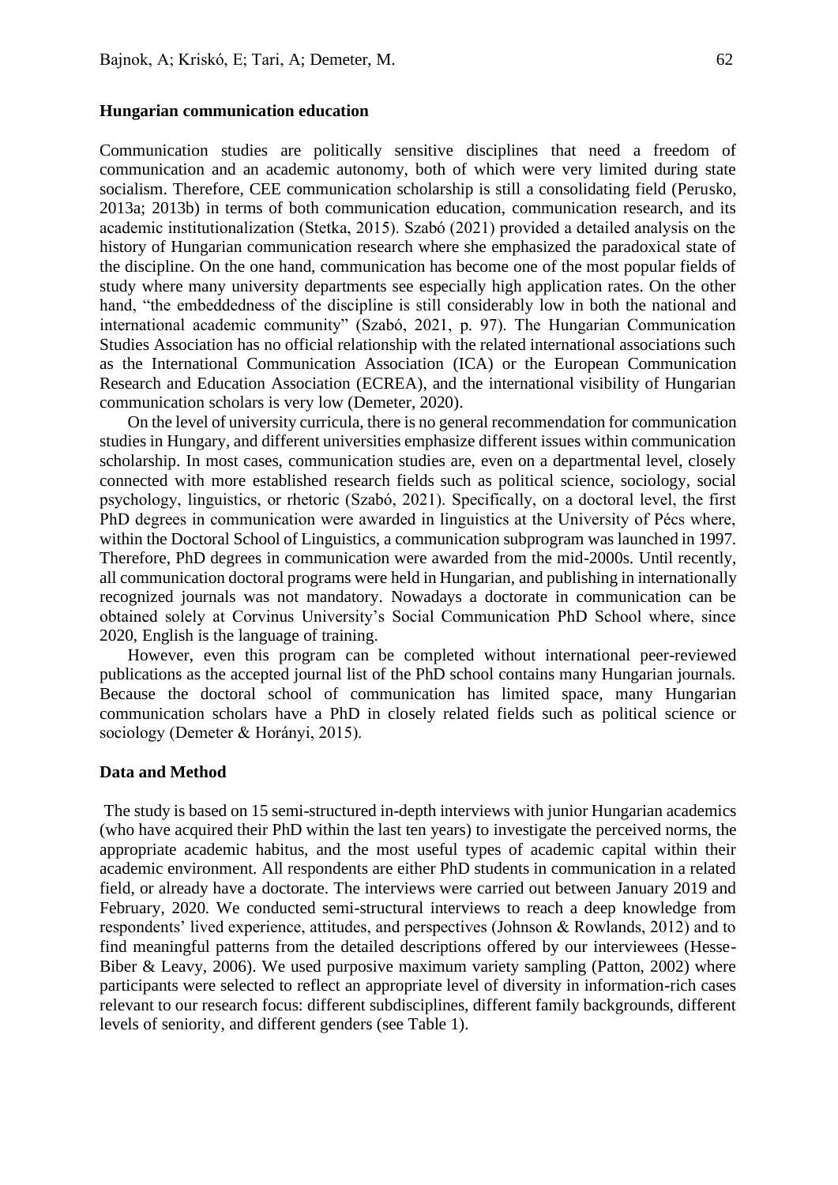### Hungarian communication education

Communication studies are politically sensitive disciplines that need a freedom of communication and an academic autonomy, both of which were very limited during state socialism. Therefore, CEE communication scholarship is still a consolidating field (Perusko, 2013a; 2013b) in terms of both communication education, communication research, and its academic institutionalization (Stetka, 2015). Szabó (2021) provided a detailed analysis on the history of Hungarian communication research where she emphasized the paradoxical state of the discipline. On the one hand, communication has become one of the most popular fields of study where many university departments see especially high application rates. On the other hand, "the embeddedness of the discipline is still considerably low in both the national and international academic community" (Szabó, 2021, p. 97). The Hungarian Communication Studies Association has no official relationship with the related international associations such as the International Communication Association (ICA) or the European Communication Research and Education Association (ECREA), and the international visibility of Hungarian communication scholars is very low (Demeter, 2020).

On the level of university curricula, there is no general recommendation for communication studies in Hungary, and different universities emphasize different issues within communication scholarship. In most cases, communication studies are, even on a departmental level, closely connected with more established research fields such as political science, sociology, social psychology, linguistics, or rhetoric (Szabó, 2021). Specifically, on a doctoral level, the first PhD degrees in communication were awarded in linguistics at the University of Pécs where, within the Doctoral School of Linguistics, a communication subprogram was launched in 1997. Therefore, PhD degrees in communication were awarded from the mid-2000s. Until recently, all communication doctoral programs were held in Hungarian, and publishing in internationally recognized journals was not mandatory. Nowadays a doctorate in communication can be obtained solely at Corvinus University's Social Communication PhD School where, since 2020, English is the language of training.

However, even this program can be completed without international peer-reviewed publications as the accepted journal list of the PhD school contains many Hungarian journals. Because the doctoral school of communication has limited space, many Hungarian communication scholars have a PhD in closely related fields such as political science or sociology (Demeter & Horányi, 2015).

### Data and Method

The study is based on 15 semi-structured in-depth interviews with junior Hungarian academics (who have acquired their PhD within the last ten years) to investigate the perceived norms, the appropriate academic habitus, and the most useful types of academic capital within their academic environment. All respondents are either PhD students in communication in a related field, or already have a doctorate. The interviews were carried out between January 2019 and February, 2020. We conducted semi-structural interviews to reach a deep knowledge from respondents' lived experience, attitudes, and perspectives (Johnson & Rowlands, 2012) and to find meaningful patterns from the detailed descriptions offered by our interviewees (Hesse-Biber & Leavy, 2006). We used purposive maximum variety sampling (Patton, 2002) where participants were selected to reflect an appropriate level of diversity in information-rich cases relevant to our research focus: different subdisciplines, different family backgrounds, different levels of seniority, and different genders (see Table 1).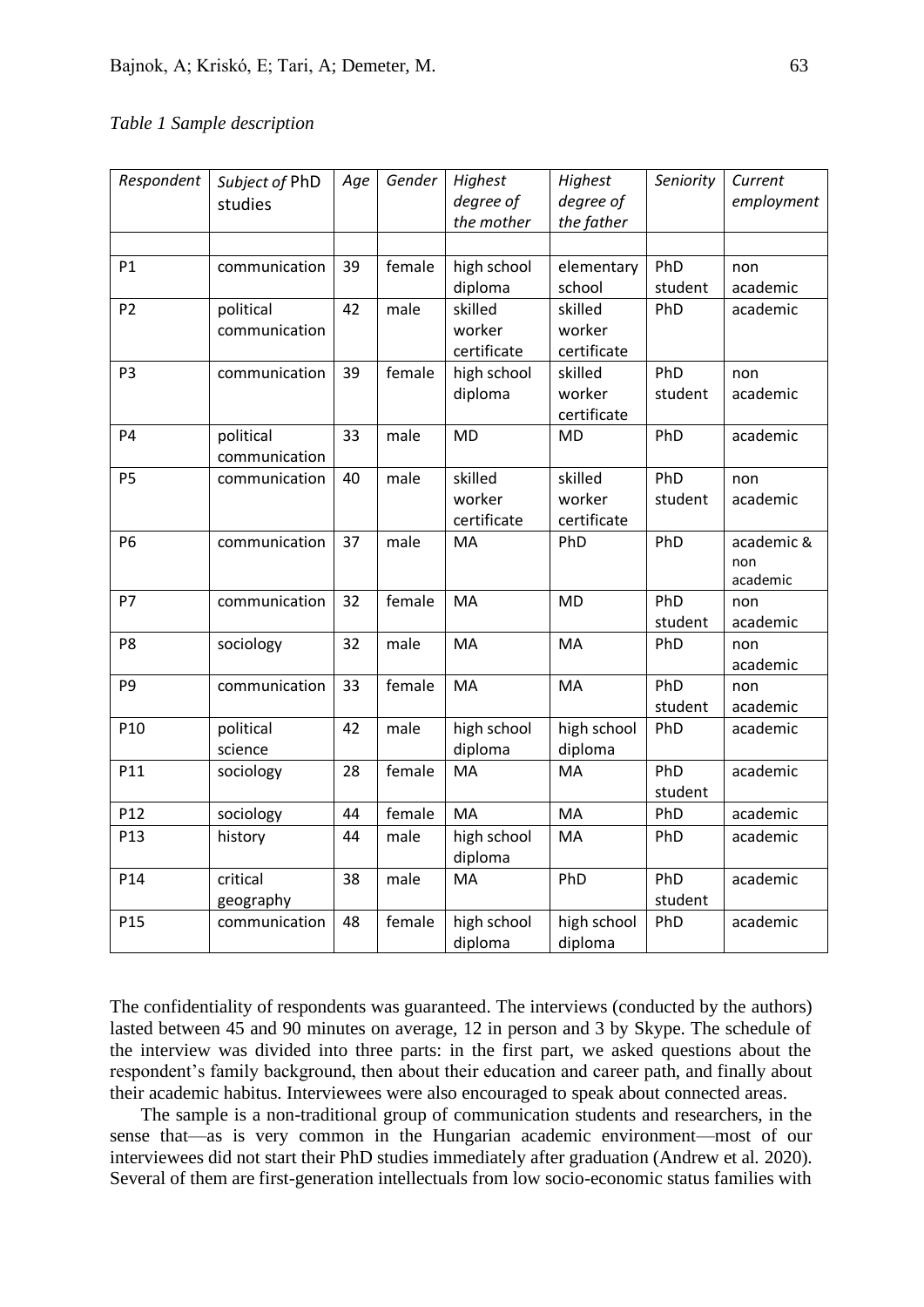*Table 1 Sample description*

| *Respondent* | *Subject of* PhD studies | *Age* | *Gender* | *Highest degree of the mother* | *Highest degree of the father* | *Seniority* | *Current employment* |
|---|---|---|---|---|---|---|---|
| | | | | | | | |
| P1 | communication | 39 | female | high school diploma | elementary school | PhD student | non academic |
| P2 | political communication | 42 | male | skilled worker certificate | skilled worker certificate | PhD | academic |
| P3 | communication | 39 | female | high school diploma | skilled worker certificate | PhD student | non academic |
| P4 | political communication | 33 | male | MD | MD | PhD | academic |
| P5 | communication | 40 | male | skilled worker certificate | skilled worker certificate | PhD student | non academic |
| P6 | communication | 37 | male | MA | PhD | PhD | academic & non academic |
| P7 | communication | 32 | female | MA | MD | PhD student | non academic |
| P8 | sociology | 32 | male | MA | MA | PhD | non academic |
| P9 | communication | 33 | female | MA | MA | PhD student | non academic |
| P10 | political science | 42 | male | high school diploma | high school diploma | PhD | academic |
| P11 | sociology | 28 | female | MA | MA | PhD student | academic |
| P12 | sociology | 44 | female | MA | MA | PhD | academic |
| P13 | history | 44 | male | high school diploma | MA | PhD | academic |
| P14 | critical geography | 38 | male | MA | PhD | PhD student | academic |
| P15 | communication | 48 | female | high school diploma | high school diploma | PhD | academic |

The confidentiality of respondents was guaranteed. The interviews (conducted by the authors) lasted between 45 and 90 minutes on average, 12 in person and 3 by Skype. The schedule of the interview was divided into three parts: in the first part, we asked questions about the respondent's family background, then about their education and career path, and finally about their academic habitus. Interviewees were also encouraged to speak about connected areas.

The sample is a non-traditional group of communication students and researchers, in the sense that—as is very common in the Hungarian academic environment—most of our interviewees did not start their PhD studies immediately after graduation (Andrew et al. 2020). Several of them are first-generation intellectuals from low socio-economic status families with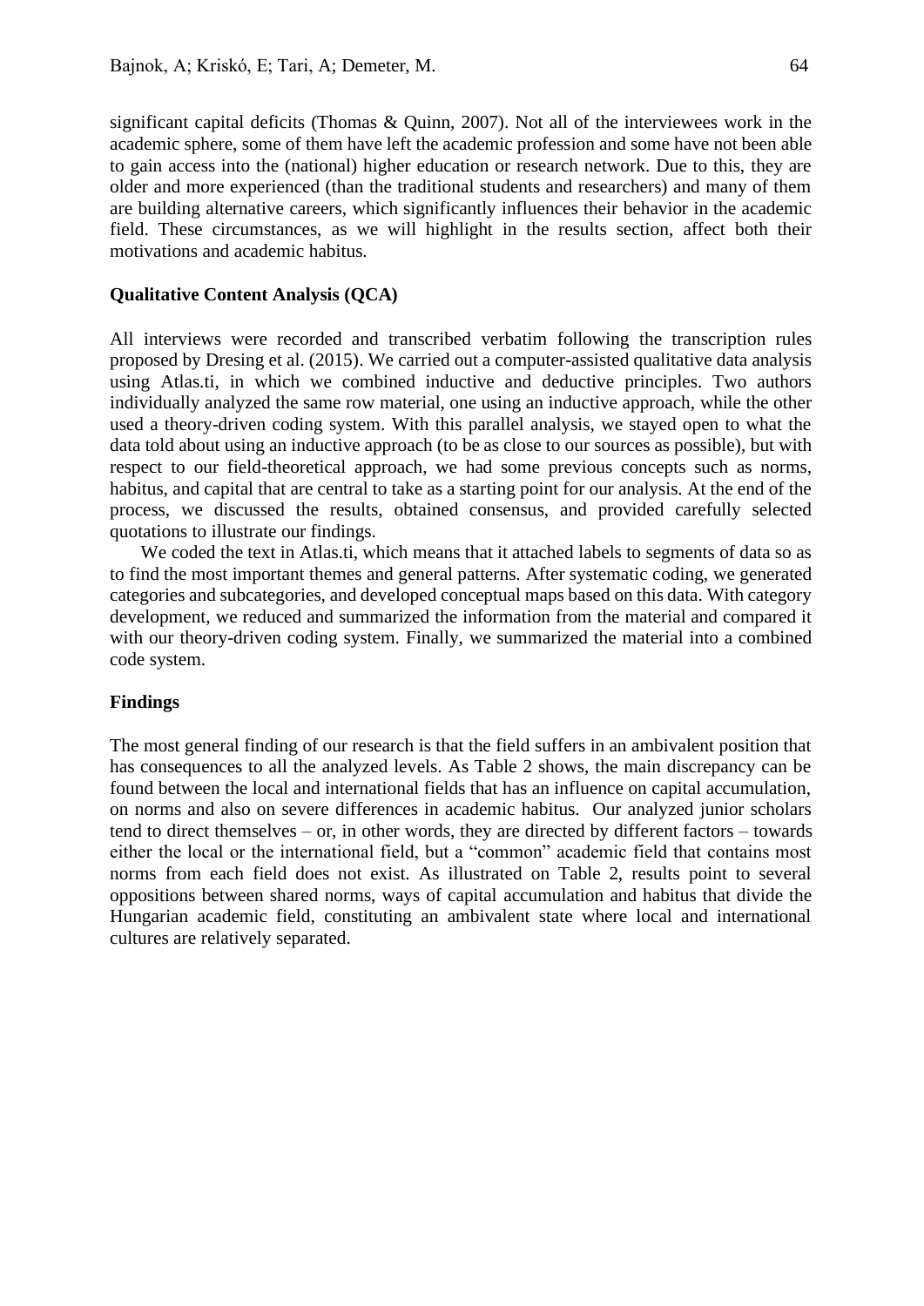significant capital deficits (Thomas & Quinn, 2007). Not all of the interviewees work in the academic sphere, some of them have left the academic profession and some have not been able to gain access into the (national) higher education or research network. Due to this, they are older and more experienced (than the traditional students and researchers) and many of them are building alternative careers, which significantly influences their behavior in the academic field. These circumstances, as we will highlight in the results section, affect both their motivations and academic habitus.

**Qualitative Content Analysis (QCA)**

All interviews were recorded and transcribed verbatim following the transcription rules proposed by Dresing et al. (2015). We carried out a computer-assisted qualitative data analysis using Atlas.ti, in which we combined inductive and deductive principles. Two authors individually analyzed the same row material, one using an inductive approach, while the other used a theory-driven coding system. With this parallel analysis, we stayed open to what the data told about using an inductive approach (to be as close to our sources as possible), but with respect to our field-theoretical approach, we had some previous concepts such as norms, habitus, and capital that are central to take as a starting point for our analysis. At the end of the process, we discussed the results, obtained consensus, and provided carefully selected quotations to illustrate our findings.

We coded the text in Atlas.ti, which means that it attached labels to segments of data so as to find the most important themes and general patterns. After systematic coding, we generated categories and subcategories, and developed conceptual maps based on this data. With category development, we reduced and summarized the information from the material and compared it with our theory-driven coding system. Finally, we summarized the material into a combined code system.

**Findings**

The most general finding of our research is that the field suffers in an ambivalent position that has consequences to all the analyzed levels. As Table 2 shows, the main discrepancy can be found between the local and international fields that has an influence on capital accumulation, on norms and also on severe differences in academic habitus. Our analyzed junior scholars tend to direct themselves – or, in other words, they are directed by different factors – towards either the local or the international field, but a "common" academic field that contains most norms from each field does not exist. As illustrated on Table 2, results point to several oppositions between shared norms, ways of capital accumulation and habitus that divide the Hungarian academic field, constituting an ambivalent state where local and international cultures are relatively separated.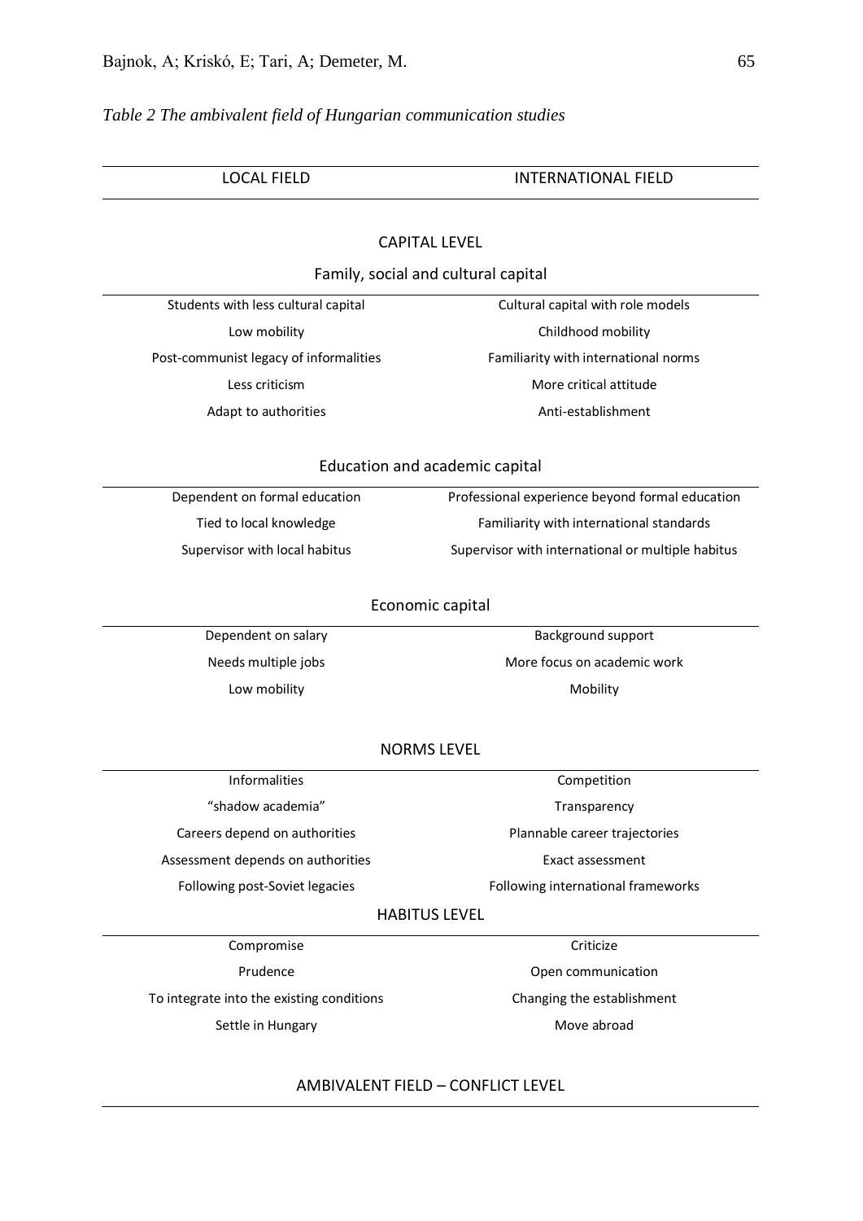*Table 2 The ambivalent field of Hungarian communication studies*

| LOCAL FIELD | INTERNATIONAL FIELD |
|---|---|
| **CAPITAL LEVEL** | |
| **Family, social and cultural capital** | |
| Students with less cultural capital | Cultural capital with role models |
| Low mobility | Childhood mobility |
| Post-communist legacy of informalities | Familiarity with international norms |
| Less criticism | More critical attitude |
| Adapt to authorities | Anti-establishment |
| **Education and academic capital** | |
| Dependent on formal education | Professional experience beyond formal education |
| Tied to local knowledge | Familiarity with international standards |
| Supervisor with local habitus | Supervisor with international or multiple habitus |
| **Economic capital** | |
| Dependent on salary | Background support |
| Needs multiple jobs | More focus on academic work |
| Low mobility | Mobility |
| **NORMS LEVEL** | |
| Informalities | Competition |
| "shadow academia" | Transparency |
| Careers depend on authorities | Plannable career trajectories |
| Assessment depends on authorities | Exact assessment |
| Following post-Soviet legacies | Following international frameworks |
| **HABITUS LEVEL** | |
| Compromise | Criticize |
| Prudence | Open communication |
| To integrate into the existing conditions | Changing the establishment |
| Settle in Hungary | Move abroad |
| **AMBIVALENT FIELD – CONFLICT LEVEL** | |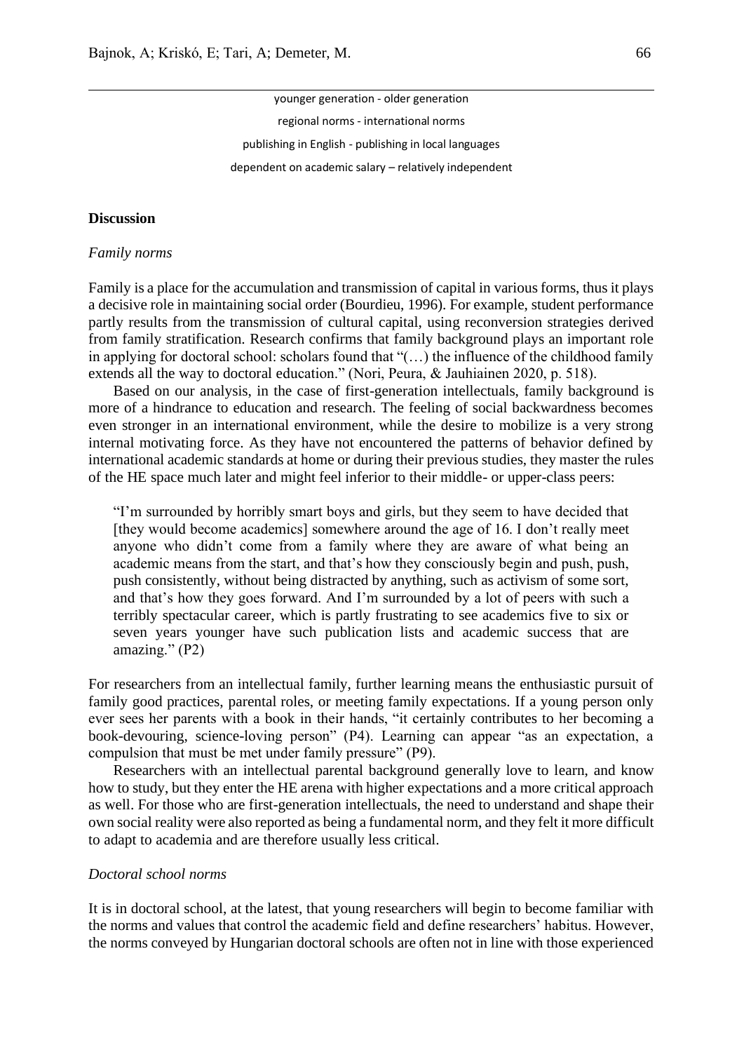younger generation - older generation

regional norms - international norms

publishing in English - publishing in local languages

dependent on academic salary – relatively independent

**Discussion**

*Family norms*

Family is a place for the accumulation and transmission of capital in various forms, thus it plays a decisive role in maintaining social order (Bourdieu, 1996). For example, student performance partly results from the transmission of cultural capital, using reconversion strategies derived from family stratification. Research confirms that family background plays an important role in applying for doctoral school: scholars found that "(…) the influence of the childhood family extends all the way to doctoral education." (Nori, Peura, & Jauhiainen 2020, p. 518).

Based on our analysis, in the case of first-generation intellectuals, family background is more of a hindrance to education and research. The feeling of social backwardness becomes even stronger in an international environment, while the desire to mobilize is a very strong internal motivating force. As they have not encountered the patterns of behavior defined by international academic standards at home or during their previous studies, they master the rules of the HE space much later and might feel inferior to their middle- or upper-class peers:

> "I'm surrounded by horribly smart boys and girls, but they seem to have decided that [they would become academics] somewhere around the age of 16. I don't really meet anyone who didn't come from a family where they are aware of what being an academic means from the start, and that's how they consciously begin and push, push, push consistently, without being distracted by anything, such as activism of some sort, and that's how they goes forward. And I'm surrounded by a lot of peers with such a terribly spectacular career, which is partly frustrating to see academics five to six or seven years younger have such publication lists and academic success that are amazing." (P2)

For researchers from an intellectual family, further learning means the enthusiastic pursuit of family good practices, parental roles, or meeting family expectations. If a young person only ever sees her parents with a book in their hands, "it certainly contributes to her becoming a book-devouring, science-loving person" (P4). Learning can appear "as an expectation, a compulsion that must be met under family pressure" (P9).

Researchers with an intellectual parental background generally love to learn, and know how to study, but they enter the HE arena with higher expectations and a more critical approach as well. For those who are first-generation intellectuals, the need to understand and shape their own social reality were also reported as being a fundamental norm, and they felt it more difficult to adapt to academia and are therefore usually less critical.

*Doctoral school norms*

It is in doctoral school, at the latest, that young researchers will begin to become familiar with the norms and values that control the academic field and define researchers' habitus. However, the norms conveyed by Hungarian doctoral schools are often not in line with those experienced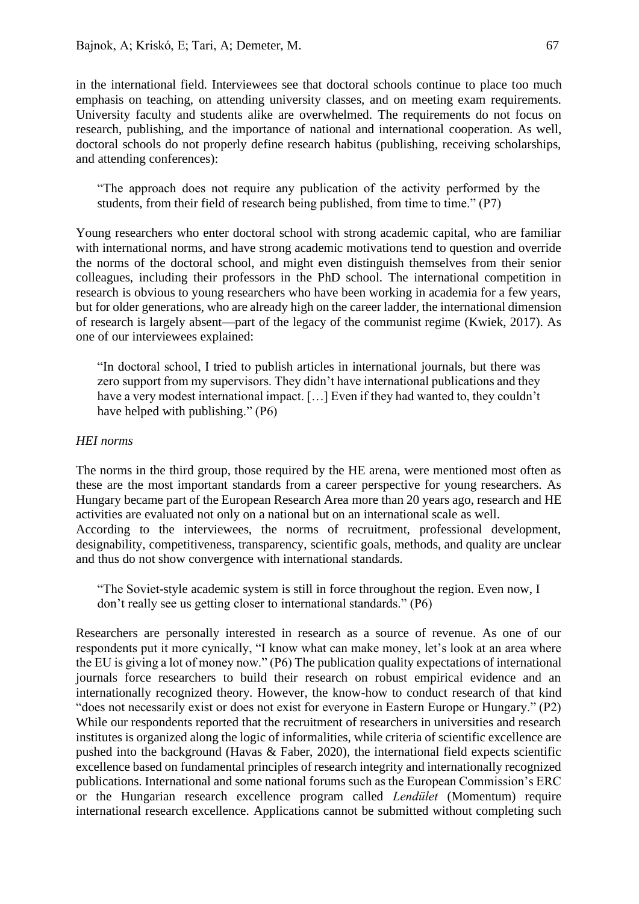in the international field. Interviewees see that doctoral schools continue to place too much emphasis on teaching, on attending university classes, and on meeting exam requirements. University faculty and students alike are overwhelmed. The requirements do not focus on research, publishing, and the importance of national and international cooperation. As well, doctoral schools do not properly define research habitus (publishing, receiving scholarships, and attending conferences):

> "The approach does not require any publication of the activity performed by the students, from their field of research being published, from time to time." (P7)

Young researchers who enter doctoral school with strong academic capital, who are familiar with international norms, and have strong academic motivations tend to question and override the norms of the doctoral school, and might even distinguish themselves from their senior colleagues, including their professors in the PhD school. The international competition in research is obvious to young researchers who have been working in academia for a few years, but for older generations, who are already high on the career ladder, the international dimension of research is largely absent—part of the legacy of the communist regime (Kwiek, 2017). As one of our interviewees explained:

> "In doctoral school, I tried to publish articles in international journals, but there was zero support from my supervisors. They didn't have international publications and they have a very modest international impact. […] Even if they had wanted to, they couldn't have helped with publishing." (P6)

*HEI norms*

The norms in the third group, those required by the HE arena, were mentioned most often as these are the most important standards from a career perspective for young researchers. As Hungary became part of the European Research Area more than 20 years ago, research and HE activities are evaluated not only on a national but on an international scale as well.
According to the interviewees, the norms of recruitment, professional development, designability, competitiveness, transparency, scientific goals, methods, and quality are unclear and thus do not show convergence with international standards.

> "The Soviet-style academic system is still in force throughout the region. Even now, I don't really see us getting closer to international standards." (P6)

Researchers are personally interested in research as a source of revenue. As one of our respondents put it more cynically, "I know what can make money, let's look at an area where the EU is giving a lot of money now." (P6) The publication quality expectations of international journals force researchers to build their research on robust empirical evidence and an internationally recognized theory. However, the know-how to conduct research of that kind "does not necessarily exist or does not exist for everyone in Eastern Europe or Hungary." (P2) While our respondents reported that the recruitment of researchers in universities and research institutes is organized along the logic of informalities, while criteria of scientific excellence are pushed into the background (Havas & Faber, 2020), the international field expects scientific excellence based on fundamental principles of research integrity and internationally recognized publications. International and some national forums such as the European Commission's ERC or the Hungarian research excellence program called *Lendület* (Momentum) require international research excellence. Applications cannot be submitted without completing such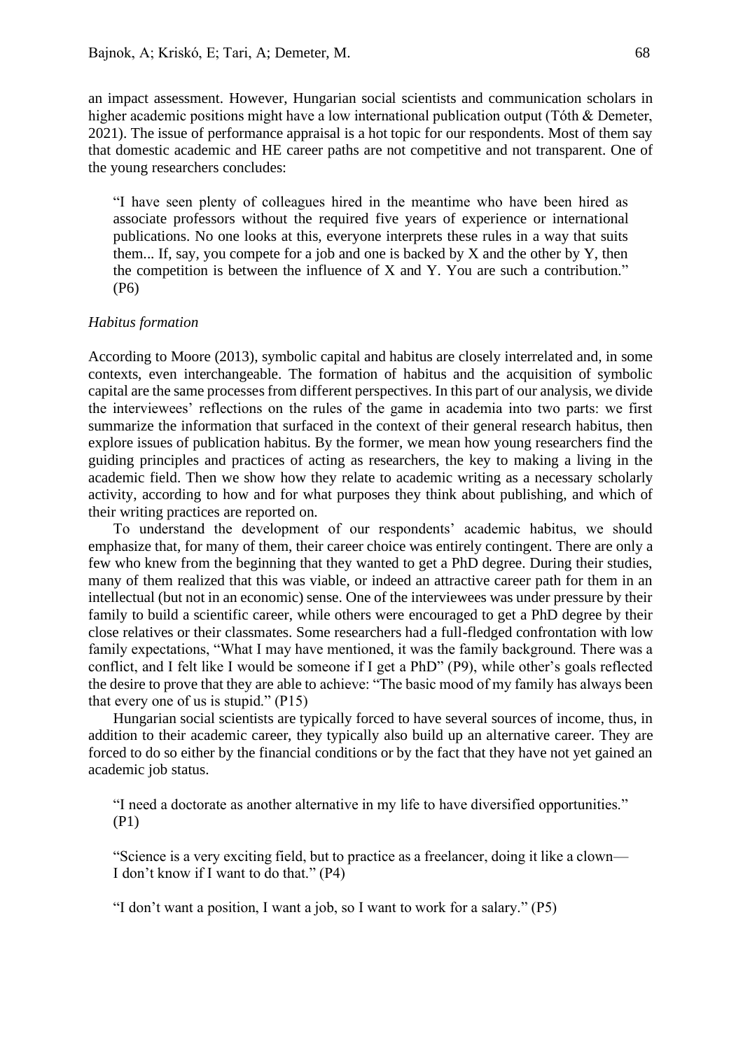an impact assessment. However, Hungarian social scientists and communication scholars in higher academic positions might have a low international publication output (Tóth & Demeter, 2021). The issue of performance appraisal is a hot topic for our respondents. Most of them say that domestic academic and HE career paths are not competitive and not transparent. One of the young researchers concludes:

> "I have seen plenty of colleagues hired in the meantime who have been hired as associate professors without the required five years of experience or international publications. No one looks at this, everyone interprets these rules in a way that suits them... If, say, you compete for a job and one is backed by X and the other by Y, then the competition is between the influence of X and Y. You are such a contribution." (P6)

*Habitus formation*

According to Moore (2013), symbolic capital and habitus are closely interrelated and, in some contexts, even interchangeable. The formation of habitus and the acquisition of symbolic capital are the same processes from different perspectives. In this part of our analysis, we divide the interviewees' reflections on the rules of the game in academia into two parts: we first summarize the information that surfaced in the context of their general research habitus, then explore issues of publication habitus. By the former, we mean how young researchers find the guiding principles and practices of acting as researchers, the key to making a living in the academic field. Then we show how they relate to academic writing as a necessary scholarly activity, according to how and for what purposes they think about publishing, and which of their writing practices are reported on.

To understand the development of our respondents' academic habitus, we should emphasize that, for many of them, their career choice was entirely contingent. There are only a few who knew from the beginning that they wanted to get a PhD degree. During their studies, many of them realized that this was viable, or indeed an attractive career path for them in an intellectual (but not in an economic) sense. One of the interviewees was under pressure by their family to build a scientific career, while others were encouraged to get a PhD degree by their close relatives or their classmates. Some researchers had a full-fledged confrontation with low family expectations, "What I may have mentioned, it was the family background. There was a conflict, and I felt like I would be someone if I get a PhD" (P9), while other's goals reflected the desire to prove that they are able to achieve: "The basic mood of my family has always been that every one of us is stupid." (P15)

Hungarian social scientists are typically forced to have several sources of income, thus, in addition to their academic career, they typically also build up an alternative career. They are forced to do so either by the financial conditions or by the fact that they have not yet gained an academic job status.

> "I need a doctorate as another alternative in my life to have diversified opportunities." (P1)

> "Science is a very exciting field, but to practice as a freelancer, doing it like a clown— I don't know if I want to do that." (P4)

> "I don't want a position, I want a job, so I want to work for a salary." (P5)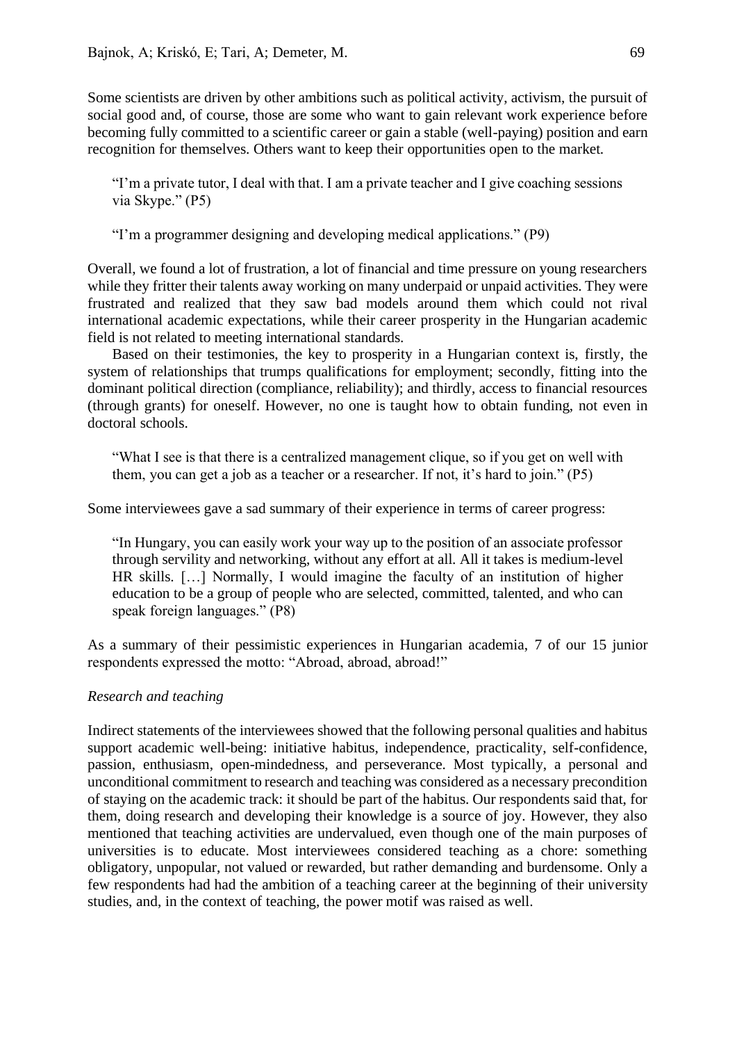Some scientists are driven by other ambitions such as political activity, activism, the pursuit of social good and, of course, those are some who want to gain relevant work experience before becoming fully committed to a scientific career or gain a stable (well-paying) position and earn recognition for themselves. Others want to keep their opportunities open to the market.

> "I'm a private tutor, I deal with that. I am a private teacher and I give coaching sessions via Skype." (P5)

> "I'm a programmer designing and developing medical applications." (P9)

Overall, we found a lot of frustration, a lot of financial and time pressure on young researchers while they fritter their talents away working on many underpaid or unpaid activities. They were frustrated and realized that they saw bad models around them which could not rival international academic expectations, while their career prosperity in the Hungarian academic field is not related to meeting international standards.

Based on their testimonies, the key to prosperity in a Hungarian context is, firstly, the system of relationships that trumps qualifications for employment; secondly, fitting into the dominant political direction (compliance, reliability); and thirdly, access to financial resources (through grants) for oneself. However, no one is taught how to obtain funding, not even in doctoral schools.

> "What I see is that there is a centralized management clique, so if you get on well with them, you can get a job as a teacher or a researcher. If not, it's hard to join." (P5)

Some interviewees gave a sad summary of their experience in terms of career progress:

> "In Hungary, you can easily work your way up to the position of an associate professor through servility and networking, without any effort at all. All it takes is medium-level HR skills. […] Normally, I would imagine the faculty of an institution of higher education to be a group of people who are selected, committed, talented, and who can speak foreign languages." (P8)

As a summary of their pessimistic experiences in Hungarian academia, 7 of our 15 junior respondents expressed the motto: "Abroad, abroad, abroad!"

*Research and teaching*

Indirect statements of the interviewees showed that the following personal qualities and habitus support academic well-being: initiative habitus, independence, practicality, self-confidence, passion, enthusiasm, open-mindedness, and perseverance. Most typically, a personal and unconditional commitment to research and teaching was considered as a necessary precondition of staying on the academic track: it should be part of the habitus. Our respondents said that, for them, doing research and developing their knowledge is a source of joy. However, they also mentioned that teaching activities are undervalued, even though one of the main purposes of universities is to educate. Most interviewees considered teaching as a chore: something obligatory, unpopular, not valued or rewarded, but rather demanding and burdensome. Only a few respondents had had the ambition of a teaching career at the beginning of their university studies, and, in the context of teaching, the power motif was raised as well.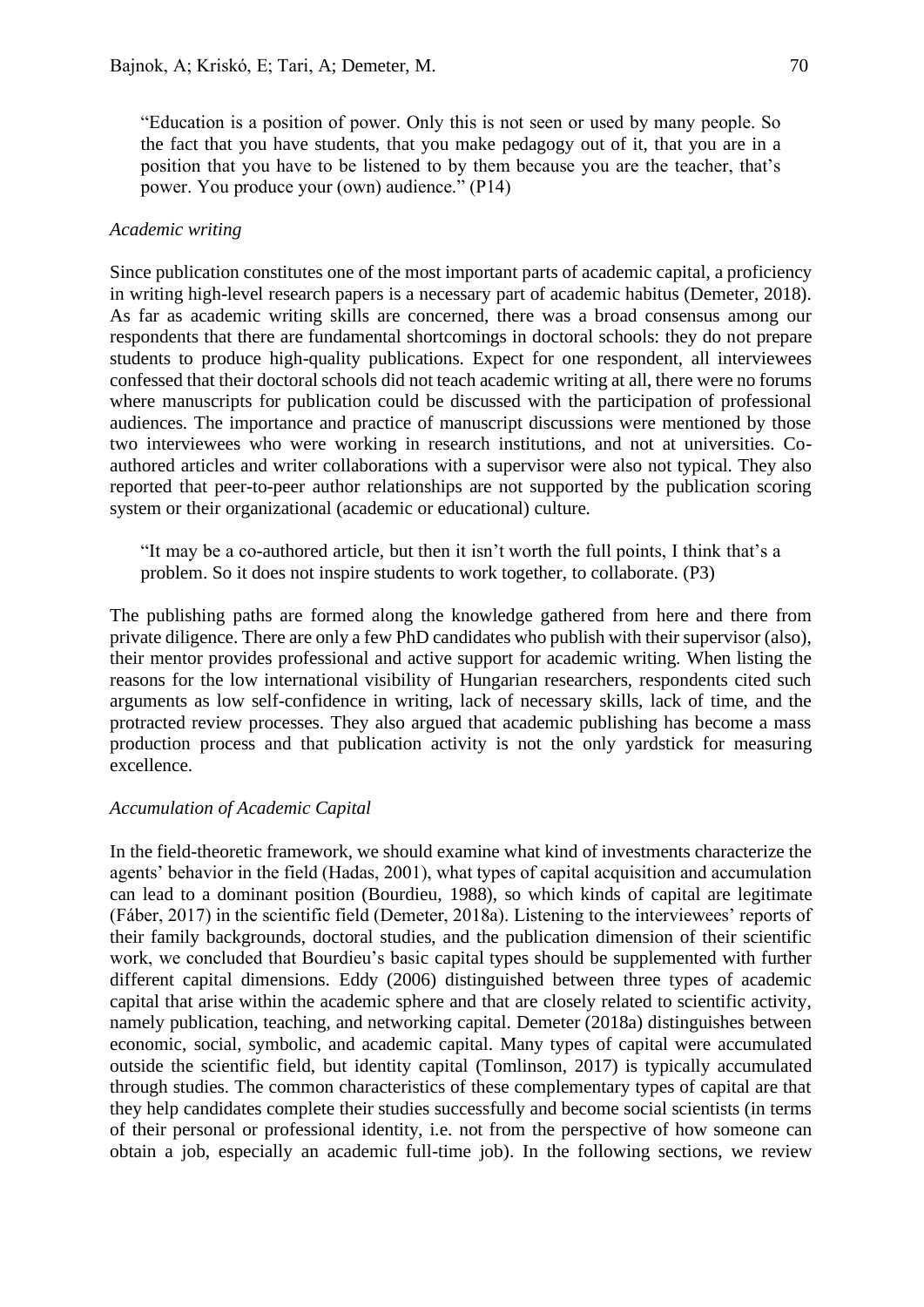"Education is a position of power. Only this is not seen or used by many people. So the fact that you have students, that you make pedagogy out of it, that you are in a position that you have to be listened to by them because you are the teacher, that's power. You produce your (own) audience." (P14)

*Academic writing*

Since publication constitutes one of the most important parts of academic capital, a proficiency in writing high-level research papers is a necessary part of academic habitus (Demeter, 2018). As far as academic writing skills are concerned, there was a broad consensus among our respondents that there are fundamental shortcomings in doctoral schools: they do not prepare students to produce high-quality publications. Expect for one respondent, all interviewees confessed that their doctoral schools did not teach academic writing at all, there were no forums where manuscripts for publication could be discussed with the participation of professional audiences. The importance and practice of manuscript discussions were mentioned by those two interviewees who were working in research institutions, and not at universities. Co-authored articles and writer collaborations with a supervisor were also not typical. They also reported that peer-to-peer author relationships are not supported by the publication scoring system or their organizational (academic or educational) culture.

"It may be a co-authored article, but then it isn't worth the full points, I think that's a problem. So it does not inspire students to work together, to collaborate. (P3)

The publishing paths are formed along the knowledge gathered from here and there from private diligence. There are only a few PhD candidates who publish with their supervisor (also), their mentor provides professional and active support for academic writing. When listing the reasons for the low international visibility of Hungarian researchers, respondents cited such arguments as low self-confidence in writing, lack of necessary skills, lack of time, and the protracted review processes. They also argued that academic publishing has become a mass production process and that publication activity is not the only yardstick for measuring excellence.

*Accumulation of Academic Capital*

In the field-theoretic framework, we should examine what kind of investments characterize the agents' behavior in the field (Hadas, 2001), what types of capital acquisition and accumulation can lead to a dominant position (Bourdieu, 1988), so which kinds of capital are legitimate (Fáber, 2017) in the scientific field (Demeter, 2018a). Listening to the interviewees' reports of their family backgrounds, doctoral studies, and the publication dimension of their scientific work, we concluded that Bourdieu's basic capital types should be supplemented with further different capital dimensions. Eddy (2006) distinguished between three types of academic capital that arise within the academic sphere and that are closely related to scientific activity, namely publication, teaching, and networking capital. Demeter (2018a) distinguishes between economic, social, symbolic, and academic capital. Many types of capital were accumulated outside the scientific field, but identity capital (Tomlinson, 2017) is typically accumulated through studies. The common characteristics of these complementary types of capital are that they help candidates complete their studies successfully and become social scientists (in terms of their personal or professional identity, i.e. not from the perspective of how someone can obtain a job, especially an academic full-time job). In the following sections, we review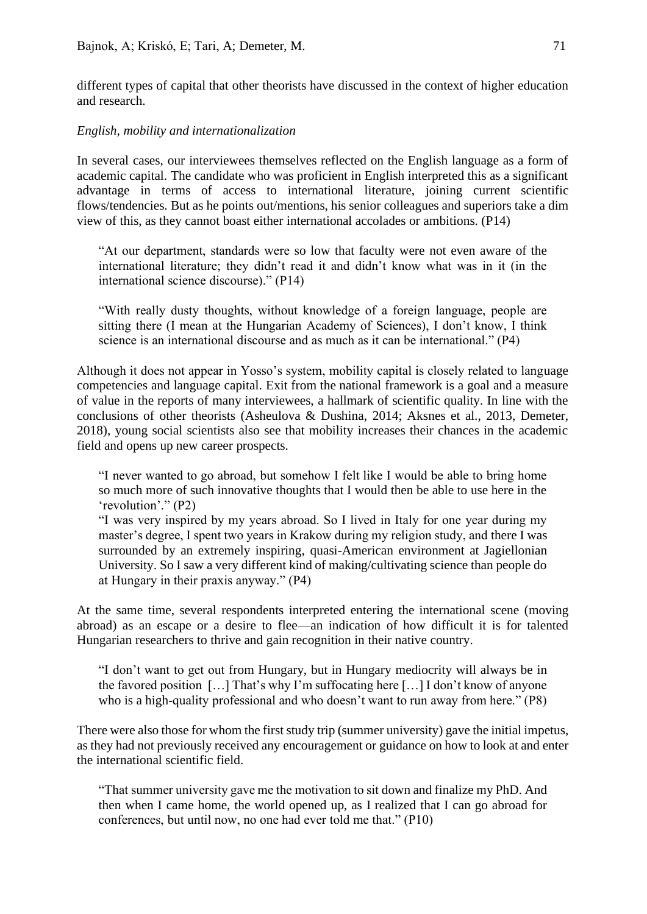different types of capital that other theorists have discussed in the context of higher education and research.

*English, mobility and internationalization*

In several cases, our interviewees themselves reflected on the English language as a form of academic capital. The candidate who was proficient in English interpreted this as a significant advantage in terms of access to international literature, joining current scientific flows/tendencies. But as he points out/mentions, his senior colleagues and superiors take a dim view of this, as they cannot boast either international accolades or ambitions. (P14)

> "At our department, standards were so low that faculty were not even aware of the international literature; they didn't read it and didn't know what was in it (in the international science discourse)." (P14)

> "With really dusty thoughts, without knowledge of a foreign language, people are sitting there (I mean at the Hungarian Academy of Sciences), I don't know, I think science is an international discourse and as much as it can be international." (P4)

Although it does not appear in Yosso's system, mobility capital is closely related to language competencies and language capital. Exit from the national framework is a goal and a measure of value in the reports of many interviewees, a hallmark of scientific quality. In line with the conclusions of other theorists (Asheulova & Dushina, 2014; Aksnes et al., 2013, Demeter, 2018), young social scientists also see that mobility increases their chances in the academic field and opens up new career prospects.

> "I never wanted to go abroad, but somehow I felt like I would be able to bring home so much more of such innovative thoughts that I would then be able to use here in the 'revolution'." (P2)
>
> "I was very inspired by my years abroad. So I lived in Italy for one year during my master's degree, I spent two years in Krakow during my religion study, and there I was surrounded by an extremely inspiring, quasi-American environment at Jagiellonian University. So I saw a very different kind of making/cultivating science than people do at Hungary in their praxis anyway." (P4)

At the same time, several respondents interpreted entering the international scene (moving abroad) as an escape or a desire to flee—an indication of how difficult it is for talented Hungarian researchers to thrive and gain recognition in their native country.

> "I don't want to get out from Hungary, but in Hungary mediocrity will always be in the favored position […] That's why I'm suffocating here […] I don't know of anyone who is a high-quality professional and who doesn't want to run away from here." (P8)

There were also those for whom the first study trip (summer university) gave the initial impetus, as they had not previously received any encouragement or guidance on how to look at and enter the international scientific field.

> "That summer university gave me the motivation to sit down and finalize my PhD. And then when I came home, the world opened up, as I realized that I can go abroad for conferences, but until now, no one had ever told me that." (P10)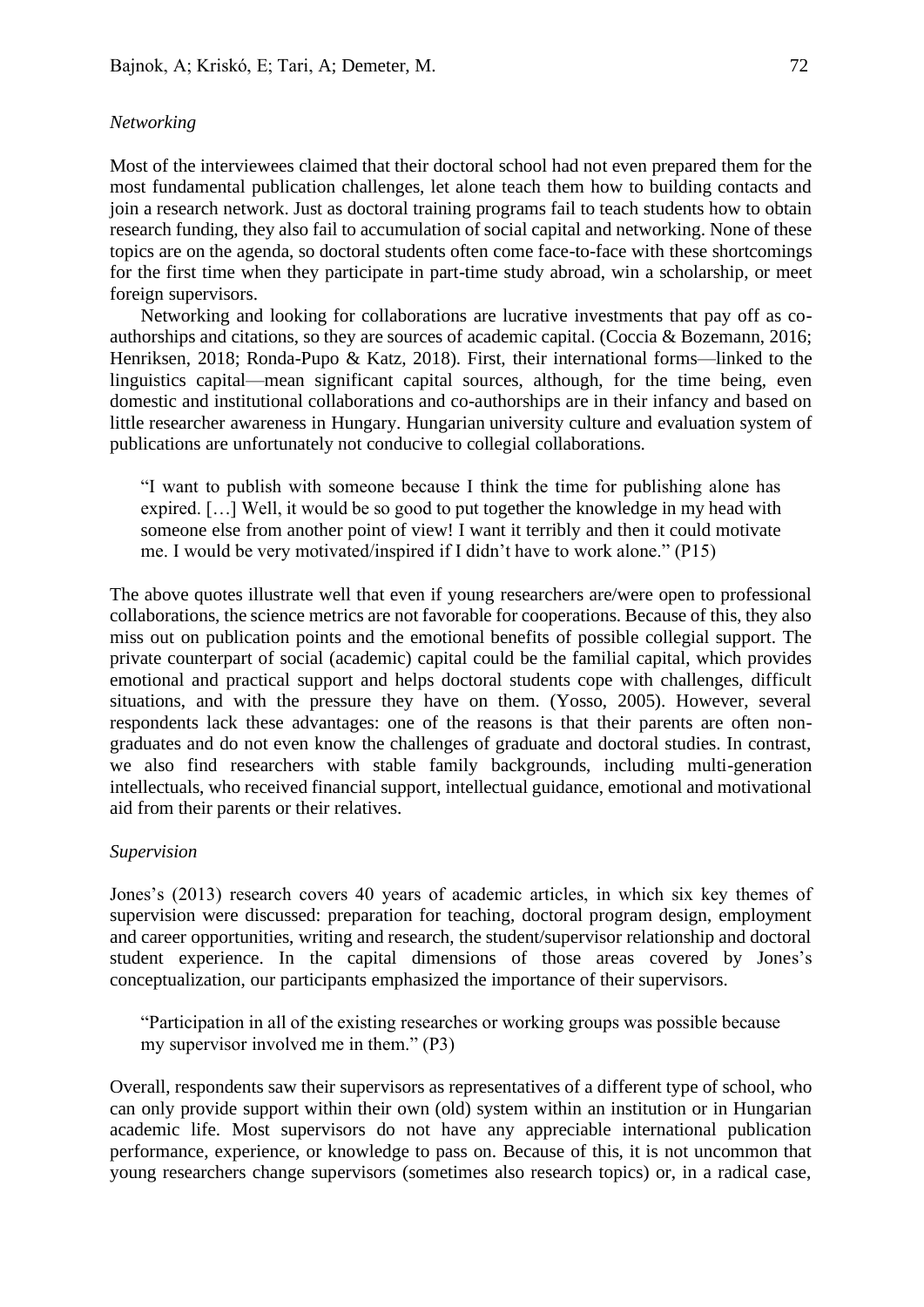*Networking*

Most of the interviewees claimed that their doctoral school had not even prepared them for the most fundamental publication challenges, let alone teach them how to building contacts and join a research network. Just as doctoral training programs fail to teach students how to obtain research funding, they also fail to accumulation of social capital and networking. None of these topics are on the agenda, so doctoral students often come face-to-face with these shortcomings for the first time when they participate in part-time study abroad, win a scholarship, or meet foreign supervisors.

Networking and looking for collaborations are lucrative investments that pay off as co-authorships and citations, so they are sources of academic capital. (Coccia & Bozemann, 2016; Henriksen, 2018; Ronda-Pupo & Katz, 2018). First, their international forms—linked to the linguistics capital—mean significant capital sources, although, for the time being, even domestic and institutional collaborations and co-authorships are in their infancy and based on little researcher awareness in Hungary. Hungarian university culture and evaluation system of publications are unfortunately not conducive to collegial collaborations.

> "I want to publish with someone because I think the time for publishing alone has expired. […] Well, it would be so good to put together the knowledge in my head with someone else from another point of view! I want it terribly and then it could motivate me. I would be very motivated/inspired if I didn't have to work alone." (P15)

The above quotes illustrate well that even if young researchers are/were open to professional collaborations, the science metrics are not favorable for cooperations. Because of this, they also miss out on publication points and the emotional benefits of possible collegial support. The private counterpart of social (academic) capital could be the familial capital, which provides emotional and practical support and helps doctoral students cope with challenges, difficult situations, and with the pressure they have on them. (Yosso, 2005). However, several respondents lack these advantages: one of the reasons is that their parents are often non-graduates and do not even know the challenges of graduate and doctoral studies. In contrast, we also find researchers with stable family backgrounds, including multi-generation intellectuals, who received financial support, intellectual guidance, emotional and motivational aid from their parents or their relatives.

*Supervision*

Jones's (2013) research covers 40 years of academic articles, in which six key themes of supervision were discussed: preparation for teaching, doctoral program design, employment and career opportunities, writing and research, the student/supervisor relationship and doctoral student experience. In the capital dimensions of those areas covered by Jones's conceptualization, our participants emphasized the importance of their supervisors.

> "Participation in all of the existing researches or working groups was possible because my supervisor involved me in them." (P3)

Overall, respondents saw their supervisors as representatives of a different type of school, who can only provide support within their own (old) system within an institution or in Hungarian academic life. Most supervisors do not have any appreciable international publication performance, experience, or knowledge to pass on. Because of this, it is not uncommon that young researchers change supervisors (sometimes also research topics) or, in a radical case,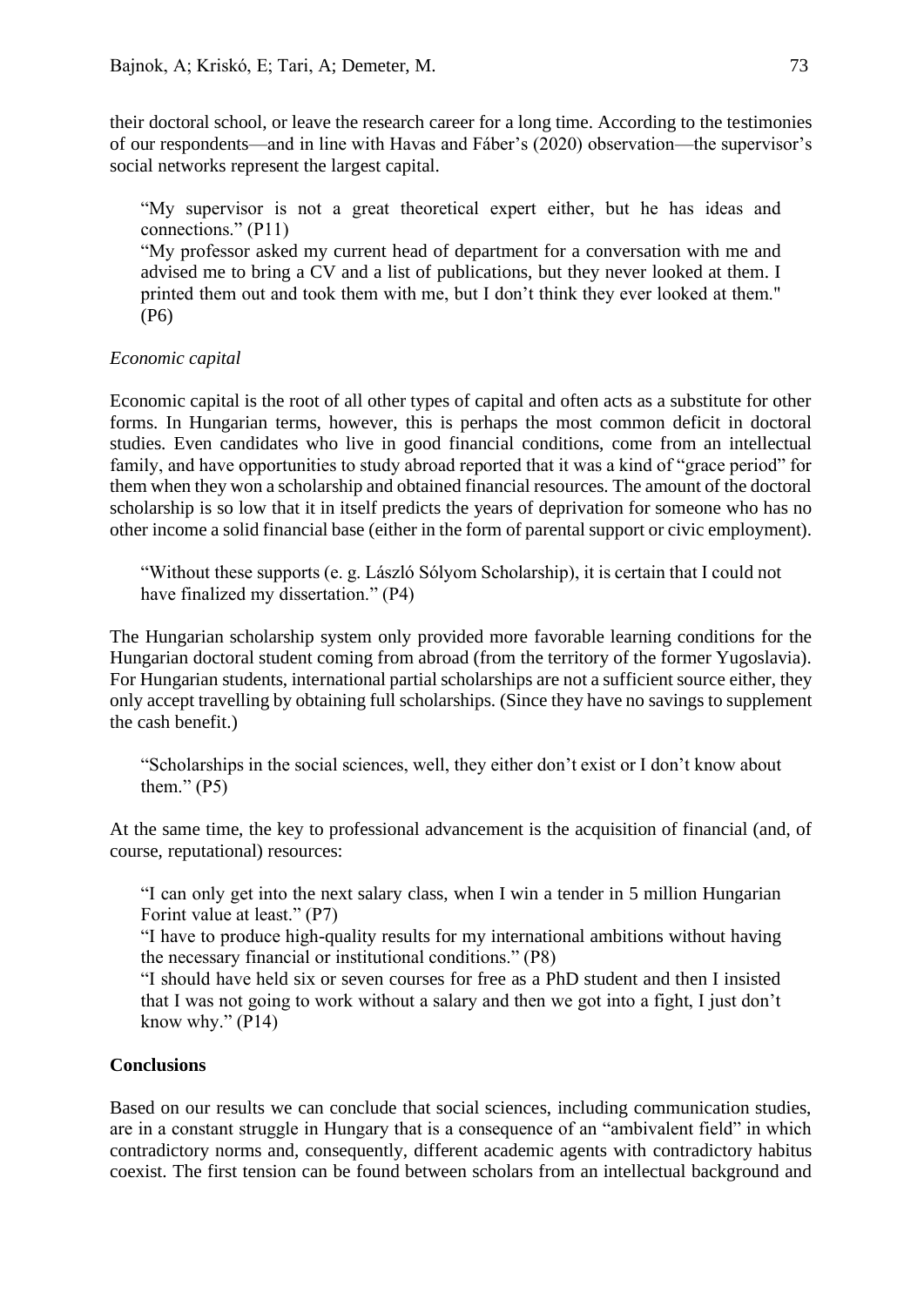their doctoral school, or leave the research career for a long time. According to the testimonies of our respondents—and in line with Havas and Fáber's (2020) observation—the supervisor's social networks represent the largest capital.

> "My supervisor is not a great theoretical expert either, but he has ideas and connections." (P11)
>
> "My professor asked my current head of department for a conversation with me and advised me to bring a CV and a list of publications, but they never looked at them. I printed them out and took them with me, but I don't think they ever looked at them." (P6)

*Economic capital*

Economic capital is the root of all other types of capital and often acts as a substitute for other forms. In Hungarian terms, however, this is perhaps the most common deficit in doctoral studies. Even candidates who live in good financial conditions, come from an intellectual family, and have opportunities to study abroad reported that it was a kind of "grace period" for them when they won a scholarship and obtained financial resources. The amount of the doctoral scholarship is so low that it in itself predicts the years of deprivation for someone who has no other income a solid financial base (either in the form of parental support or civic employment).

> "Without these supports (e. g. László Sólyom Scholarship), it is certain that I could not have finalized my dissertation." (P4)

The Hungarian scholarship system only provided more favorable learning conditions for the Hungarian doctoral student coming from abroad (from the territory of the former Yugoslavia). For Hungarian students, international partial scholarships are not a sufficient source either, they only accept travelling by obtaining full scholarships. (Since they have no savings to supplement the cash benefit.)

> "Scholarships in the social sciences, well, they either don't exist or I don't know about them." (P5)

At the same time, the key to professional advancement is the acquisition of financial (and, of course, reputational) resources:

> "I can only get into the next salary class, when I win a tender in 5 million Hungarian Forint value at least." (P7)
>
> "I have to produce high-quality results for my international ambitions without having the necessary financial or institutional conditions." (P8)
>
> "I should have held six or seven courses for free as a PhD student and then I insisted that I was not going to work without a salary and then we got into a fight, I just don't know why." (P14)

**Conclusions**

Based on our results we can conclude that social sciences, including communication studies, are in a constant struggle in Hungary that is a consequence of an "ambivalent field" in which contradictory norms and, consequently, different academic agents with contradictory habitus coexist. The first tension can be found between scholars from an intellectual background and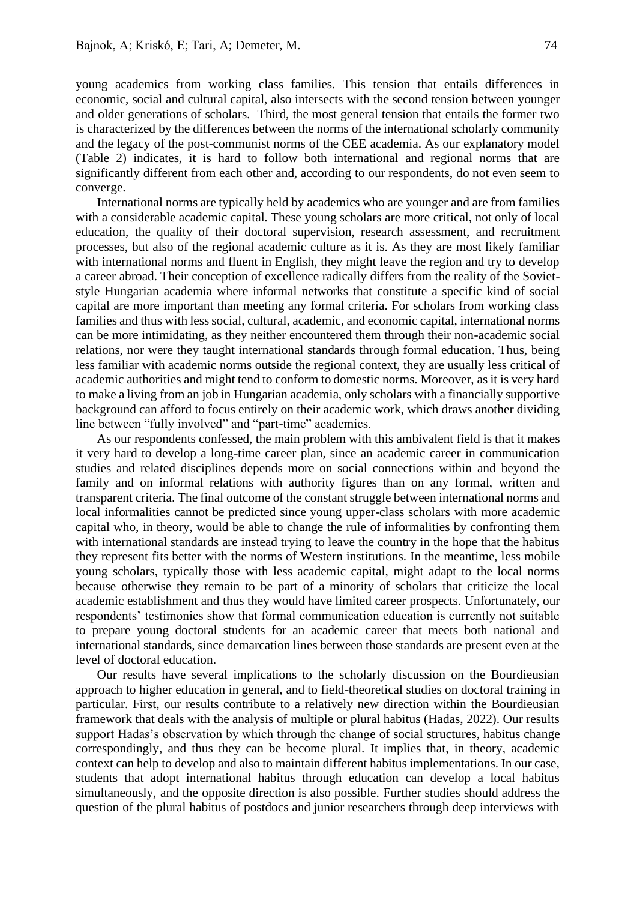young academics from working class families. This tension that entails differences in economic, social and cultural capital, also intersects with the second tension between younger and older generations of scholars. Third, the most general tension that entails the former two is characterized by the differences between the norms of the international scholarly community and the legacy of the post-communist norms of the CEE academia. As our explanatory model (Table 2) indicates, it is hard to follow both international and regional norms that are significantly different from each other and, according to our respondents, do not even seem to converge.

International norms are typically held by academics who are younger and are from families with a considerable academic capital. These young scholars are more critical, not only of local education, the quality of their doctoral supervision, research assessment, and recruitment processes, but also of the regional academic culture as it is. As they are most likely familiar with international norms and fluent in English, they might leave the region and try to develop a career abroad. Their conception of excellence radically differs from the reality of the Soviet-style Hungarian academia where informal networks that constitute a specific kind of social capital are more important than meeting any formal criteria. For scholars from working class families and thus with less social, cultural, academic, and economic capital, international norms can be more intimidating, as they neither encountered them through their non-academic social relations, nor were they taught international standards through formal education. Thus, being less familiar with academic norms outside the regional context, they are usually less critical of academic authorities and might tend to conform to domestic norms. Moreover, as it is very hard to make a living from an job in Hungarian academia, only scholars with a financially supportive background can afford to focus entirely on their academic work, which draws another dividing line between "fully involved" and "part-time" academics.

As our respondents confessed, the main problem with this ambivalent field is that it makes it very hard to develop a long-time career plan, since an academic career in communication studies and related disciplines depends more on social connections within and beyond the family and on informal relations with authority figures than on any formal, written and transparent criteria. The final outcome of the constant struggle between international norms and local informalities cannot be predicted since young upper-class scholars with more academic capital who, in theory, would be able to change the rule of informalities by confronting them with international standards are instead trying to leave the country in the hope that the habitus they represent fits better with the norms of Western institutions. In the meantime, less mobile young scholars, typically those with less academic capital, might adapt to the local norms because otherwise they remain to be part of a minority of scholars that criticize the local academic establishment and thus they would have limited career prospects. Unfortunately, our respondents' testimonies show that formal communication education is currently not suitable to prepare young doctoral students for an academic career that meets both national and international standards, since demarcation lines between those standards are present even at the level of doctoral education.

Our results have several implications to the scholarly discussion on the Bourdieusian approach to higher education in general, and to field-theoretical studies on doctoral training in particular. First, our results contribute to a relatively new direction within the Bourdieusian framework that deals with the analysis of multiple or plural habitus (Hadas, 2022). Our results support Hadas's observation by which through the change of social structures, habitus change correspondingly, and thus they can be become plural. It implies that, in theory, academic context can help to develop and also to maintain different habitus implementations. In our case, students that adopt international habitus through education can develop a local habitus simultaneously, and the opposite direction is also possible. Further studies should address the question of the plural habitus of postdocs and junior researchers through deep interviews with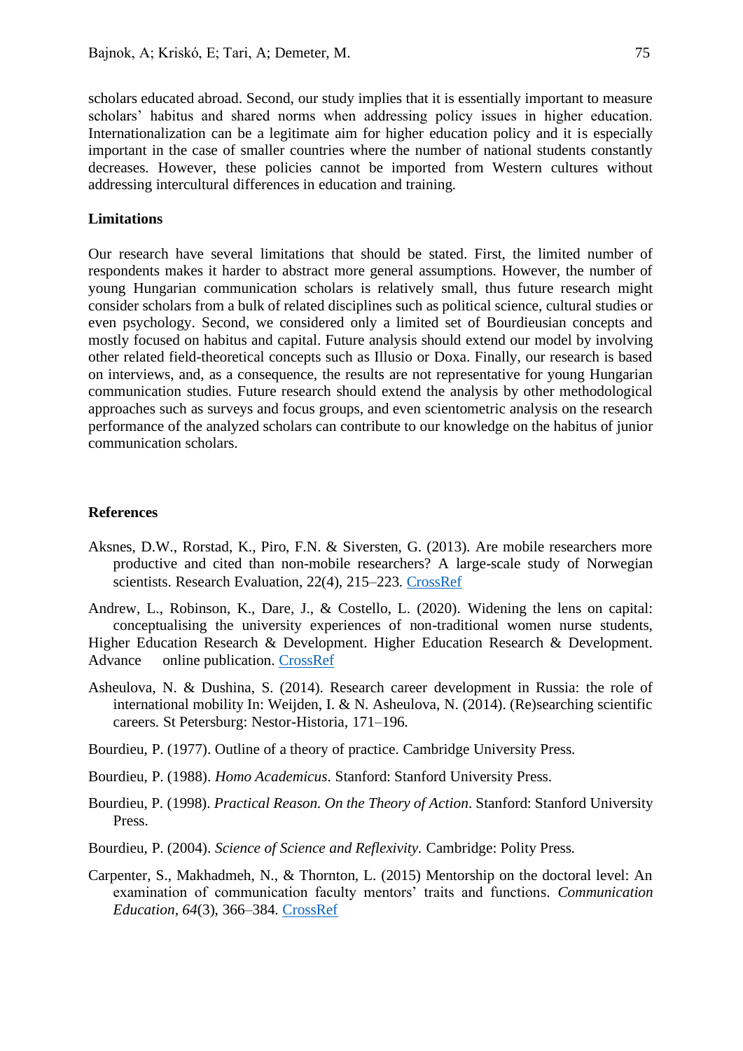scholars educated abroad. Second, our study implies that it is essentially important to measure scholars' habitus and shared norms when addressing policy issues in higher education. Internationalization can be a legitimate aim for higher education policy and it is especially important in the case of smaller countries where the number of national students constantly decreases. However, these policies cannot be imported from Western cultures without addressing intercultural differences in education and training.

## Limitations

Our research have several limitations that should be stated. First, the limited number of respondents makes it harder to abstract more general assumptions. However, the number of young Hungarian communication scholars is relatively small, thus future research might consider scholars from a bulk of related disciplines such as political science, cultural studies or even psychology. Second, we considered only a limited set of Bourdieusian concepts and mostly focused on habitus and capital. Future analysis should extend our model by involving other related field-theoretical concepts such as Illusio or Doxa. Finally, our research is based on interviews, and, as a consequence, the results are not representative for young Hungarian communication studies. Future research should extend the analysis by other methodological approaches such as surveys and focus groups, and even scientometric analysis on the research performance of the analyzed scholars can contribute to our knowledge on the habitus of junior communication scholars.

## References

Aksnes, D.W., Rorstad, K., Piro, F.N. & Siversten, G. (2013). Are mobile researchers more productive and cited than non-mobile researchers? A large-scale study of Norwegian scientists. Research Evaluation, 22(4), 215–223. CrossRef

Andrew, L., Robinson, K., Dare, J., & Costello, L. (2020). Widening the lens on capital: conceptualising the university experiences of non-traditional women nurse students, Higher Education Research & Development. Higher Education Research & Development. Advance online publication. CrossRef

Asheulova, N. & Dushina, S. (2014). Research career development in Russia: the role of international mobility In: Weijden, I. & N. Asheulova, N. (2014). (Re)searching scientific careers. St Petersburg: Nestor-Historia, 171–196.

Bourdieu, P. (1977). Outline of a theory of practice. Cambridge University Press.

Bourdieu, P. (1988). *Homo Academicus*. Stanford: Stanford University Press.

Bourdieu, P. (1998). *Practical Reason. On the Theory of Action*. Stanford: Stanford University Press.

Bourdieu, P. (2004). *Science of Science and Reflexivity.* Cambridge: Polity Press.

Carpenter, S., Makhadmeh, N., & Thornton, L. (2015) Mentorship on the doctoral level: An examination of communication faculty mentors' traits and functions. *Communication Education*, *64*(3), 366–384. CrossRef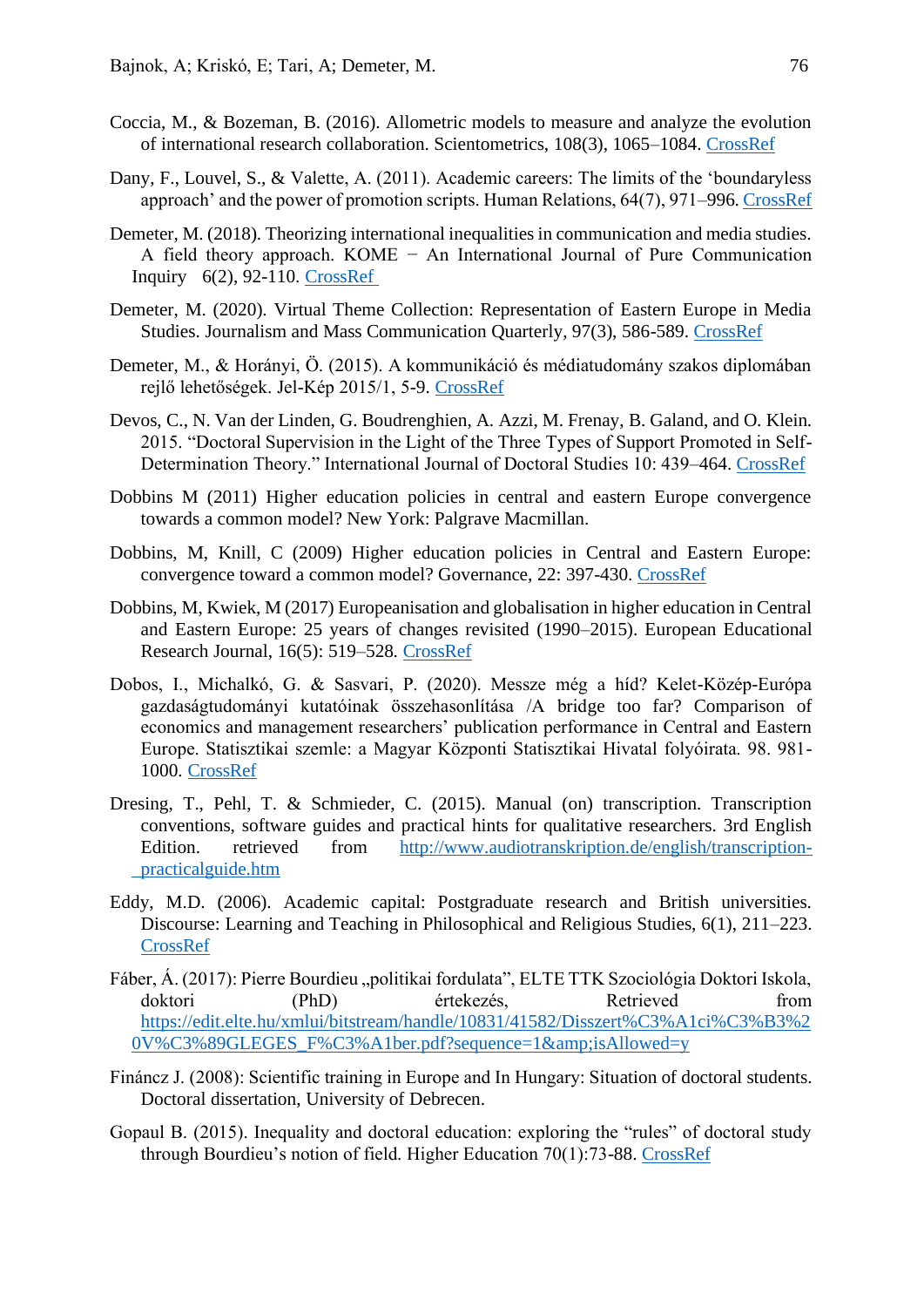Coccia, M., & Bozeman, B. (2016). Allometric models to measure and analyze the evolution of international research collaboration. Scientometrics, 108(3), 1065–1084. CrossRef

Dany, F., Louvel, S., & Valette, A. (2011). Academic careers: The limits of the 'boundaryless approach' and the power of promotion scripts. Human Relations, 64(7), 971–996. CrossRef

Demeter, M. (2018). Theorizing international inequalities in communication and media studies. A field theory approach. KOME − An International Journal of Pure Communication Inquiry 6(2), 92-110. CrossRef

Demeter, M. (2020). Virtual Theme Collection: Representation of Eastern Europe in Media Studies. Journalism and Mass Communication Quarterly, 97(3), 586-589. CrossRef

Demeter, M., & Horányi, Ö. (2015). A kommunikáció és médiatudomány szakos diplomában rejlő lehetőségek. Jel-Kép 2015/1, 5-9. CrossRef

Devos, C., N. Van der Linden, G. Boudrenghien, A. Azzi, M. Frenay, B. Galand, and O. Klein. 2015. "Doctoral Supervision in the Light of the Three Types of Support Promoted in Self-Determination Theory." International Journal of Doctoral Studies 10: 439–464. CrossRef

Dobbins M (2011) Higher education policies in central and eastern Europe convergence towards a common model? New York: Palgrave Macmillan.

Dobbins, M, Knill, C (2009) Higher education policies in Central and Eastern Europe: convergence toward a common model? Governance, 22: 397-430. CrossRef

Dobbins, M, Kwiek, M (2017) Europeanisation and globalisation in higher education in Central and Eastern Europe: 25 years of changes revisited (1990–2015). European Educational Research Journal, 16(5): 519–528. CrossRef

Dobos, I., Michalkó, G. & Sasvari, P. (2020). Messze még a híd? Kelet-Közép-Európa gazdaságtudományi kutatóinak összehasonlítása /A bridge too far? Comparison of economics and management researchers' publication performance in Central and Eastern Europe. Statisztikai szemle: a Magyar Központi Statisztikai Hivatal folyóirata. 98. 981-1000. CrossRef

Dresing, T., Pehl, T. & Schmieder, C. (2015). Manual (on) transcription. Transcription conventions, software guides and practical hints for qualitative researchers. 3rd English Edition. retrieved from http://www.audiotranskription.de/english/transcription-practicalguide.htm

Eddy, M.D. (2006). Academic capital: Postgraduate research and British universities. Discourse: Learning and Teaching in Philosophical and Religious Studies, 6(1), 211–223. CrossRef

Fáber, Á. (2017): Pierre Bourdieu „politikai fordulata", ELTE TTK Szociológia Doktori Iskola, doktori (PhD) értekezés, Retrieved from https://edit.elte.hu/xmlui/bitstream/handle/10831/41582/Disszert%C3%A1ci%C3%B3%20V%C3%89GLEGES_F%C3%A1ber.pdf?sequence=1&amp;isAllowed=y

Fináncz J. (2008): Scientific training in Europe and In Hungary: Situation of doctoral students. Doctoral dissertation, University of Debrecen.

Gopaul B. (2015). Inequality and doctoral education: exploring the "rules" of doctoral study through Bourdieu's notion of field. Higher Education 70(1):73-88. CrossRef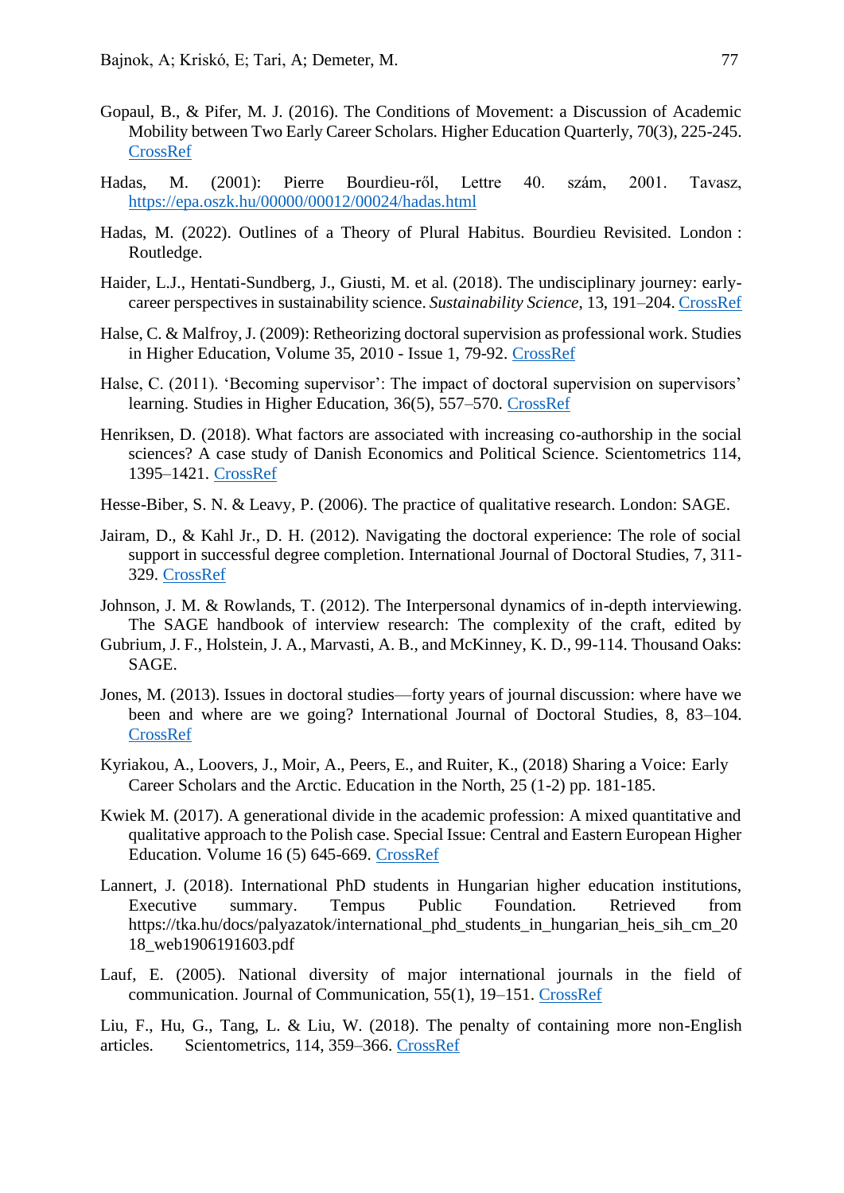Gopaul, B., & Pifer, M. J. (2016). The Conditions of Movement: a Discussion of Academic Mobility between Two Early Career Scholars. Higher Education Quarterly, 70(3), 225-245. CrossRef

Hadas, M. (2001): Pierre Bourdieu-ről, Lettre 40. szám, 2001. Tavasz, https://epa.oszk.hu/00000/00012/00024/hadas.html

Hadas, M. (2022). Outlines of a Theory of Plural Habitus. Bourdieu Revisited. London : Routledge.

Haider, L.J., Hentati-Sundberg, J., Giusti, M. et al. (2018). The undisciplinary journey: early-career perspectives in sustainability science. *Sustainability Science*, 13, 191–204. CrossRef

Halse, C. & Malfroy, J. (2009): Retheorizing doctoral supervision as professional work. Studies in Higher Education, Volume 35, 2010 - Issue 1, 79-92. CrossRef

Halse, C. (2011). 'Becoming supervisor': The impact of doctoral supervision on supervisors' learning. Studies in Higher Education, 36(5), 557–570. CrossRef

Henriksen, D. (2018). What factors are associated with increasing co-authorship in the social sciences? A case study of Danish Economics and Political Science. Scientometrics 114, 1395–1421. CrossRef

Hesse-Biber, S. N. & Leavy, P. (2006). The practice of qualitative research. London: SAGE.

Jairam, D., & Kahl Jr., D. H. (2012). Navigating the doctoral experience: The role of social support in successful degree completion. International Journal of Doctoral Studies, 7, 311-329. CrossRef

Johnson, J. M. & Rowlands, T. (2012). The Interpersonal dynamics of in-depth interviewing. The SAGE handbook of interview research: The complexity of the craft, edited by Gubrium, J. F., Holstein, J. A., Marvasti, A. B., and McKinney, K. D., 99-114. Thousand Oaks: SAGE.

Jones, M. (2013). Issues in doctoral studies—forty years of journal discussion: where have we been and where are we going? International Journal of Doctoral Studies, 8, 83–104. CrossRef

Kyriakou, A., Loovers, J., Moir, A., Peers, E., and Ruiter, K., (2018) Sharing a Voice: Early Career Scholars and the Arctic. Education in the North, 25 (1-2) pp. 181-185.

Kwiek M. (2017). A generational divide in the academic profession: A mixed quantitative and qualitative approach to the Polish case. Special Issue: Central and Eastern European Higher Education. Volume 16 (5) 645-669. CrossRef

Lannert, J. (2018). International PhD students in Hungarian higher education institutions, Executive summary. Tempus Public Foundation. Retrieved from https://tka.hu/docs/palyazatok/international_phd_students_in_hungarian_heis_sih_cm_2018_web1906191603.pdf

Lauf, E. (2005). National diversity of major international journals in the field of communication. Journal of Communication, 55(1), 19–151. CrossRef

Liu, F., Hu, G., Tang, L. & Liu, W. (2018). The penalty of containing more non-English articles. Scientometrics, 114, 359–366. CrossRef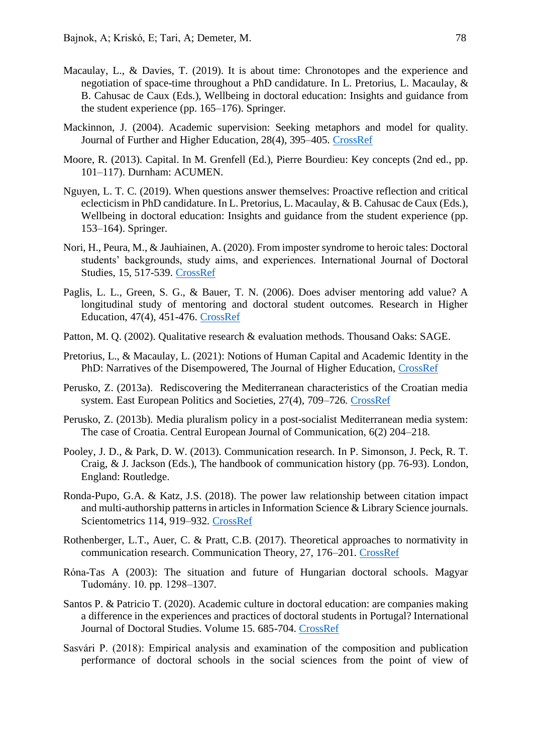Macaulay, L., & Davies, T. (2019). It is about time: Chronotopes and the experience and negotiation of space-time throughout a PhD candidature. In L. Pretorius, L. Macaulay, & B. Cahusac de Caux (Eds.), Wellbeing in doctoral education: Insights and guidance from the student experience (pp. 165–176). Springer.

Mackinnon, J. (2004). Academic supervision: Seeking metaphors and model for quality. Journal of Further and Higher Education, 28(4), 395–405. CrossRef

Moore, R. (2013). Capital. In M. Grenfell (Ed.), Pierre Bourdieu: Key concepts (2nd ed., pp. 101–117). Durnham: ACUMEN.

Nguyen, L. T. C. (2019). When questions answer themselves: Proactive reflection and critical eclecticism in PhD candidature. In L. Pretorius, L. Macaulay, & B. Cahusac de Caux (Eds.), Wellbeing in doctoral education: Insights and guidance from the student experience (pp. 153–164). Springer.

Nori, H., Peura, M., & Jauhiainen, A. (2020). From imposter syndrome to heroic tales: Doctoral students' backgrounds, study aims, and experiences. International Journal of Doctoral Studies, 15, 517-539. CrossRef

Paglis, L. L., Green, S. G., & Bauer, T. N. (2006). Does adviser mentoring add value? A longitudinal study of mentoring and doctoral student outcomes. Research in Higher Education, 47(4), 451-476. CrossRef

Patton, M. Q. (2002). Qualitative research & evaluation methods. Thousand Oaks: SAGE.

Pretorius, L., & Macaulay, L. (2021): Notions of Human Capital and Academic Identity in the PhD: Narratives of the Disempowered, The Journal of Higher Education, CrossRef

Perusko, Z. (2013a). Rediscovering the Mediterranean characteristics of the Croatian media system. East European Politics and Societies, 27(4), 709–726. CrossRef

Perusko, Z. (2013b). Media pluralism policy in a post-socialist Mediterranean media system: The case of Croatia. Central European Journal of Communication, 6(2) 204–218.

Pooley, J. D., & Park, D. W. (2013). Communication research. In P. Simonson, J. Peck, R. T. Craig, & J. Jackson (Eds.), The handbook of communication history (pp. 76-93). London, England: Routledge.

Ronda-Pupo, G.A. & Katz, J.S. (2018). The power law relationship between citation impact and multi-authorship patterns in articles in Information Science & Library Science journals. Scientometrics 114, 919–932. CrossRef

Rothenberger, L.T., Auer, C. & Pratt, C.B. (2017). Theoretical approaches to normativity in communication research. Communication Theory, 27, 176–201. CrossRef

Róna-Tas A (2003): The situation and future of Hungarian doctoral schools. Magyar Tudomány. 10. pp. 1298–1307.

Santos P. & Patricio T. (2020). Academic culture in doctoral education: are companies making a difference in the experiences and practices of doctoral students in Portugal? International Journal of Doctoral Studies. Volume 15. 685-704. CrossRef

Sasvári P. (2018): Empirical analysis and examination of the composition and publication performance of doctoral schools in the social sciences from the point of view of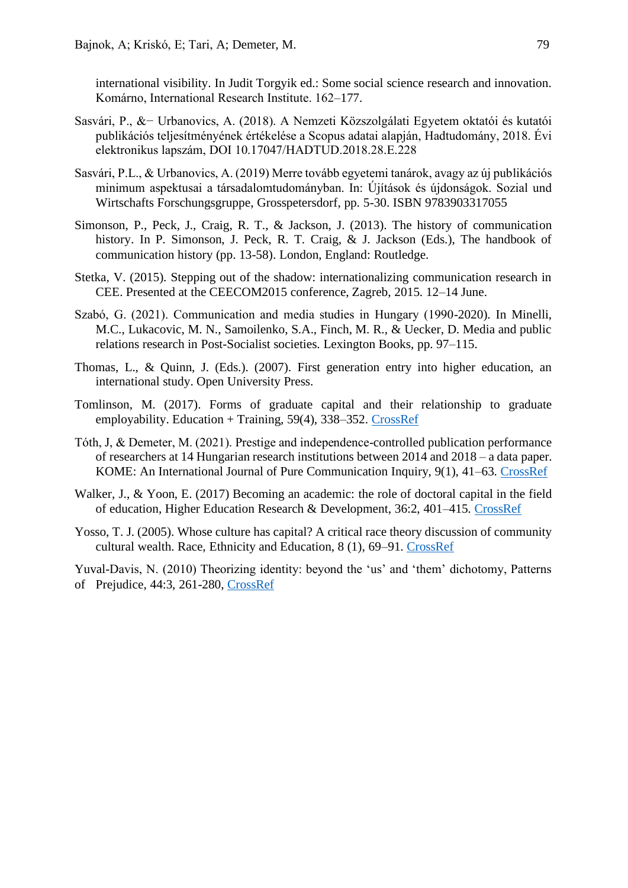international visibility. In Judit Torgyik ed.: Some social science research and innovation. Komárno, International Research Institute. 162–177.

Sasvári, P., &− Urbanovics, A. (2018). A Nemzeti Közszolgálati Egyetem oktatói és kutatói publikációs teljesítményének értékelése a Scopus adatai alapján, Hadtudomány, 2018. Évi elektronikus lapszám, DOI 10.17047/HADTUD.2018.28.E.228

Sasvári, P.L., & Urbanovics, A. (2019) Merre tovább egyetemi tanárok, avagy az új publikációs minimum aspektusai a társadalomtudományban. In: Újítások és újdonságok. Sozial und Wirtschafts Forschungsgruppe, Grosspetersdorf, pp. 5-30. ISBN 9783903317055

Simonson, P., Peck, J., Craig, R. T., & Jackson, J. (2013). The history of communication history. In P. Simonson, J. Peck, R. T. Craig, & J. Jackson (Eds.), The handbook of communication history (pp. 13-58). London, England: Routledge.

Stetka, V. (2015). Stepping out of the shadow: internationalizing communication research in CEE. Presented at the CEECOM2015 conference, Zagreb, 2015. 12–14 June.

Szabó, G. (2021). Communication and media studies in Hungary (1990-2020). In Minelli, M.C., Lukacovic, M. N., Samoilenko, S.A., Finch, M. R., & Uecker, D. Media and public relations research in Post-Socialist societies. Lexington Books, pp. 97–115.

Thomas, L., & Quinn, J. (Eds.). (2007). First generation entry into higher education, an international study. Open University Press.

Tomlinson, M. (2017). Forms of graduate capital and their relationship to graduate employability. Education + Training, 59(4), 338–352. CrossRef

Tóth, J, & Demeter, M. (2021). Prestige and independence-controlled publication performance of researchers at 14 Hungarian research institutions between 2014 and 2018 – a data paper. KOME: An International Journal of Pure Communication Inquiry, 9(1), 41–63. CrossRef

Walker, J., & Yoon, E. (2017) Becoming an academic: the role of doctoral capital in the field of education, Higher Education Research & Development, 36:2, 401–415. CrossRef

Yosso, T. J. (2005). Whose culture has capital? A critical race theory discussion of community cultural wealth. Race, Ethnicity and Education, 8 (1), 69–91. CrossRef

Yuval-Davis, N. (2010) Theorizing identity: beyond the 'us' and 'them' dichotomy, Patterns of Prejudice, 44:3, 261-280, CrossRef